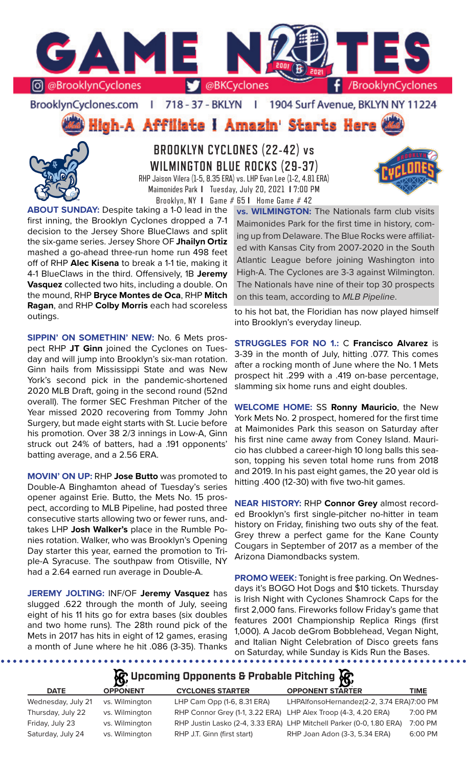# GAME NOTES

@BrooklynCyclones | @BKCyclones | /BrooklynCyclones

BrooklynCyclones.com | 718 - 37 - BKLYN | 1904 Surf Avenue, BKLYN NY 11224

**High-A Affiliate I Amazin' Starts Here**

## BROOKLYN CYCLONES (22-42) vs WILMINGTON BLUE ROCKS (29-37)

RHP Jaison Vilera (1-5, 8.35 ERA) vs. LHP Evan Lee (1-2, 4.81 ERA)
Maimonides Park | Tuesday, July 20, 2021 | 7:00 PM
Brooklyn, NY | Game # 65 | Home Game # 42

**ABOUT SUNDAY:** Despite taking a 1-0 lead in the first inning, the Brooklyn Cyclones dropped a 7-1 decision to the Jersey Shore BlueClaws and split the six-game series. Jersey Shore OF **Jhailyn Ortiz** mashed a go-ahead three-run home run 498 feet off of RHP **Alec Kisena** to break a 1-1 tie, making it 4-1 BlueClaws in the third. Offensively, 1B **Jeremy Vasquez** collected two hits, including a double. On the mound, RHP **Bryce Montes de Oca**, RHP **Mitch Ragan**, and RHP **Colby Morris** each had scoreless outings.

**SIPPIN' ON SOMETHIN' NEW:** No. 6 Mets prospect RHP **JT Ginn** joined the Cyclones on Tuesday and will jump into Brooklyn's six-man rotation. Ginn hails from Mississippi State and was New York's second pick in the pandemic-shortened 2020 MLB Draft, going in the second round (52nd overall). The former SEC Freshman Pitcher of the Year missed 2020 recovering from Tommy John Surgery, but made eight starts with St. Lucie before his promotion. Over 38 2/3 innings in Low-A, Ginn struck out 24% of batters, had a .191 opponents' batting average, and a 2.56 ERA.

**MOVIN' ON UP:** RHP **Jose Butto** was promoted to Double-A Binghamton ahead of Tuesday's series opener against Erie. Butto, the Mets No. 15 prospect, according to MLB Pipeline, had posted three consecutive starts allowing two or fewer runs, and takes LHP **Josh Walker's** place in the Rumble Ponies rotation. Walker, who was Brooklyn's Opening Day starter this year, earned the promotion to Triple-A Syracuse. The southpaw from Otisville, NY had a 2.64 earned run average in Double-A.

**JEREMY JOLTING:** INF/OF **Jeremy Vasquez** has slugged .622 through the month of July, seeing eight of his 11 hits go for extra bases (six doubles and two home runs). The 28th round pick of the Mets in 2017 has hits in eight of 12 games, erasing a month of June where he hit .086 (3-35). Thanks to his hot bat, the Floridian has now played himself into Brooklyn's everyday lineup.

**vs. WILMINGTON:** The Nationals farm club visits Maimonides Park for the first time in history, coming up from Delaware. The Blue Rocks were affiliated with Kansas City from 2007-2020 in the South Atlantic League before joining Washington into High-A. The Cyclones are 3-3 against Wilmington. The Nationals have nine of their top 30 prospects on this team, according to *MLB Pipeline*.

**STRUGGLES FOR NO 1.:** C **Francisco Alvarez** is 3-39 in the month of July, hitting .077. This comes after a rocking month of June where the No. 1 Mets prospect hit .299 with a .419 on-base percentage, slamming six home runs and eight doubles.

**WELCOME HOME:** SS **Ronny Mauricio**, the New York Mets No. 2 prospect, homered for the first time at Maimonides Park this season on Saturday after his first nine came away from Coney Island. Mauricio has clubbed a career-high 10 long balls this season, topping his seven total home runs from 2018 and 2019. In his past eight games, the 20 year old is hitting .400 (12-30) with five two-hit games.

**NEAR HISTORY:** RHP **Connor Grey** almost recorded Brooklyn's first single-pitcher no-hitter in team history on Friday, finishing two outs shy of the feat. Grey threw a perfect game for the Kane County Cougars in September of 2017 as a member of the Arizona Diamondbacks system.

**PROMO WEEK:** Tonight is free parking. On Wednesdays it's BOGO Hot Dogs and $10 tickets. Thursday is Irish Night with Cyclones Shamrock Caps for the first 2,000 fans. Fireworks follow Friday's game that features 2001 Championship Replica Rings (first 1,000). A Jacob deGrom Bobblehead, Vegan Night, and Italian Night Celebration of Disco greets fans on Saturday, while Sunday is Kids Run the Bases.

## Upcoming Opponents & Probable Pitching

| DATE | OPPONENT | CYCLONES STARTER | OPPONENT STARTER | TIME |
|---|---|---|---|---|
| Wednesday, July 21 | vs. Wilmington | LHP Cam Opp (1-6, 8.31 ERA) | LHP Alfonso Hernandez (2-2, 3.74 ERA) | 7:00 PM |
| Thursday, July 22 | vs. Wilmington | RHP Connor Grey (1-1, 3.22 ERA) | LHP Alex Troop (4-3, 4.20 ERA) | 7:00 PM |
| Friday, July 23 | vs. Wilmington | RHP Justin Lasko (2-4, 3.33 ERA) | LHP Mitchell Parker (0-0, 1.80 ERA) | 7:00 PM |
| Saturday, July 24 | vs. Wilmington | RHP J.T. Ginn (first start) | RHP Joan Adon (3-3, 5.34 ERA) | 6:00 PM |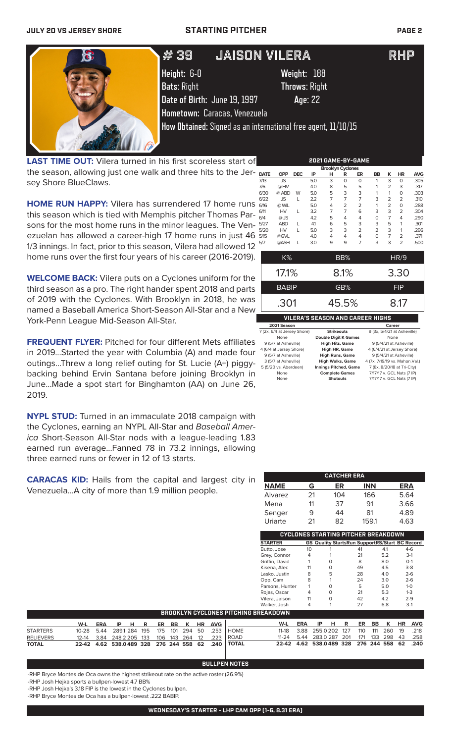# JULY 20 VS JERSEY SHORE — STARTING PITCHER

## # 39 JAISON VILERA — RHP

**Height:** 6-0 **Weight:** 188
**Bats:** Right **Throws:** Right
**Date of Birth:** June 19, 1997 **Age:** 22
**Hometown:** Caracas, Venezuela
**How Obtained:** Signed as an international free agent, 11/10/15

**LAST TIME OUT:** Vilera turned in his first scoreless start of the season, allowing just one walk and three hits to the Jersey Shore BlueClaws.

**HOME RUN HAPPY:** Vilera has surrendered 17 home runs this season which is tied with Memphis pitcher Thomas Parsons for the most home runs in the minor leagues. The Venezuelan has allowed a career-high 17 home runs in just 46 1/3 innings. In fact, prior to this season, Vilera had allowed 12 home runs over the first four years of his career (2016-2019).

**WELCOME BACK:** Vilera puts on a Cyclones uniform for the third season as a pro. The right hander spent 2018 and parts of 2019 with the Cyclones. With Brooklyn in 2018, he was named a Baseball America Short-Season All-Star and a New York-Penn League Mid-Season All-Star.

**FREQUENT FLYER:** Pitched for four different Mets affiliates in 2019...Started the year with Columbia (A) and made four outings...Threw a long relief outing for St. Lucie (A+) piggy-backing behind Ervin Santana before joining Brooklyn in June...Made a spot start for Binghamton (AA) on June 26, 2019.

**NYPL STUD:** Turned in an immaculate 2018 campaign with the Cyclones, earning an NYPL All-Star and *Baseball America* Short-Season All-Star nods with a league-leading 1.83 earned run average...Fanned 78 in 73.2 innings, allowing three earned runs or fewer in 12 of 13 starts.

**CARACAS KID:** Hails from the capital and largest city in Venezuela...A city of more than 1.9 million people.

### 2021 GAME-BY-GAME (Brooklyn Cyclones)

| DATE | OPP | DEC | IP | H | R | ER | BB | K | HR | AVG |
|---|---|---|---|---|---|---|---|---|---|---|
| 7/13 | JS | | 5.0 | 3 | 0 | 0 | 1 | 3 | 0 | .305 |
| 7/6 | @HV | | 4.0 | 8 | 5 | 5 | 1 | 2 | 3 | .317 |
| 6/30 | @ABD | W | 5.0 | 5 | 3 | 3 | 1 | 1 | 0 | .303 |
| 6/22 | JS | L | 2.2 | 7 | 7 | 7 | 3 | 2 | 2 | .310 |
| 6/16 | @WIL | | 5.0 | 4 | 2 | 2 | 1 | 2 | 0 | .288 |
| 6/11 | HV | L | 3.2 | 7 | 7 | 6 | 3 | 3 | 2 | .304 |
| 6/4 | @JS | | 4.2 | 5 | 4 | 4 | 0 | 7 | 4 | .290 |
| 5/27 | ABD | L | 4.1 | 6 | 5 | 3 | 3 | 5 | 1 | .301 |
| 5/20 | HV | L | 5.0 | 3 | 3 | 2 | 2 | 3 | 1 | .296 |
| 5/15 | @GVL | | 4.0 | 4 | 4 | 4 | 0 | 7 | 2 | .371 |
| 5/7 | @ASH | L | 3.0 | 9 | 9 | 7 | 3 | 3 | 2 | .500 |

| K% | BB% | HR/9 |
|---|---|---|
| 17.1% | 8.1% | 3.30 |

| BABIP | GB% | FIP |
|---|---|---|
| .301 | 45.5% | 8.17 |

### VILERA'S SEASON AND CAREER HIGHS

| 2021 Season | | Career |
|---|---|---|
| 7 (2x, 6/4 at Jersey Shore) | Strikeouts | 9 (3x, 5/4/21 at Asheville) |
| None | Double Digit K Games | None |
| 9 (5/7 at Asheville) | High Hits, Game | 9 (5/4/21 at Asheville) |
| 4 (6/4 at Jersey Shore) | High HR, Game | 4 (6/4/21 at Jersey Shore) |
| 9 (5/7 at Asheville) | High Runs, Game | 9 (5/4/21 at Asheville) |
| 3 (5/7 at Asheville) | High Walks, Game | 4 (7x, 7/19/19 vs. Mahon.Val.) |
| 5 (5/20 vs. Aberdeen) | Innings Pitched, Game | 7 (8x, 8/20/18 at Tri-City) |
| None | Complete Games | 7/17/17 v. GCL Nats (7 IP) |
| None | Shutouts | 7/17/17 v. GCL Nats (7 IP) |

### CATCHER ERA

| NAME | G | ER | INN | ERA |
|---|---|---|---|---|
| Alvarez | 21 | 104 | 166 | 5.64 |
| Mena | 11 | 37 | 91 | 3.66 |
| Senger | 9 | 44 | 81 | 4.89 |
| Uriarte | 21 | 82 | 159.1 | 4.63 |

### CYCLONES STARTING PITCHER BREAKDOWN

| STARTER | GS | Quality Starts | Run Support | RS/Start | BC Record |
|---|---|---|---|---|---|
| Butto, Jose | 10 | 1 | 41 | 4.1 | 4-6 |
| Grey, Connor | 4 | 1 | 21 | 5.2 | 3-1 |
| Griffin, David | 1 | 0 | 8 | 8.0 | 0-1 |
| Kisena, Alec | 11 | 0 | 49 | 4.5 | 3-8 |
| Lasko, Justin | 8 | 5 | 28 | 4.0 | 2-6 |
| Opp, Cam | 8 | 1 | 24 | 3.0 | 2-6 |
| Parsons, Hunter | 1 | 0 | 5 | 5.0 | 1-0 |
| Rojas, Oscar | 4 | 0 | 21 | 5.3 | 1-3 |
| Vilera, Jaison | 11 | 0 | 42 | 4.2 | 2-9 |
| Walker, Josh | 4 | 1 | 27 | 6.8 | 3-1 |

### BROOKLYN CYCLONES PITCHING BREAKDOWN

| | W-L | ERA | IP | H | R | ER | BB | K | HR | AVG |
|---|---|---|---|---|---|---|---|---|---|---|
| STARTERS | 10-28 | 5.44 | 289.1 | 284 | 195 | 175 | 101 | 294 | 50 | .253 |
| RELIEVERS | 12-14 | 3.84 | 248.2 | 205 | 133 | 106 | 143 | 264 | 12 | .223 |
| TOTAL | 22-42 | 4.62 | 538.0 | 489 | 328 | 276 | 244 | 558 | 62 | .240 |

| | W-L | ERA | IP | H | R | ER | BB | K | HR | AVG |
|---|---|---|---|---|---|---|---|---|---|---|
| HOME | 11-18 | 3.88 | 255.0 | 202 | 127 | 110 | 111 | 260 | 19 | .218 |
| ROAD | 11-24 | 5.44 | 283.0 | 287 | 201 | 171 | 133 | 298 | 43 | .258 |
| TOTAL | 22-42 | 4.62 | 538.0 | 489 | 328 | 276 | 244 | 558 | 62 | .240 |

### BULLPEN NOTES

-RHP Bryce Montes de Oca owns the highest strikeout rate on the active roster (26.9%)
-RHP Josh Hejka sports a bullpen-lowest 4.7 BB%
-RHP Josh Hejka's 3.18 FIP is the lowest in the Cyclones bullpen.
-RHP Bryce Montes de Oca has a bullpen-lowest .222 BABIP.

### WEDNESDAY'S STARTER - LHP CAM OPP (1-6, 8.31 ERA)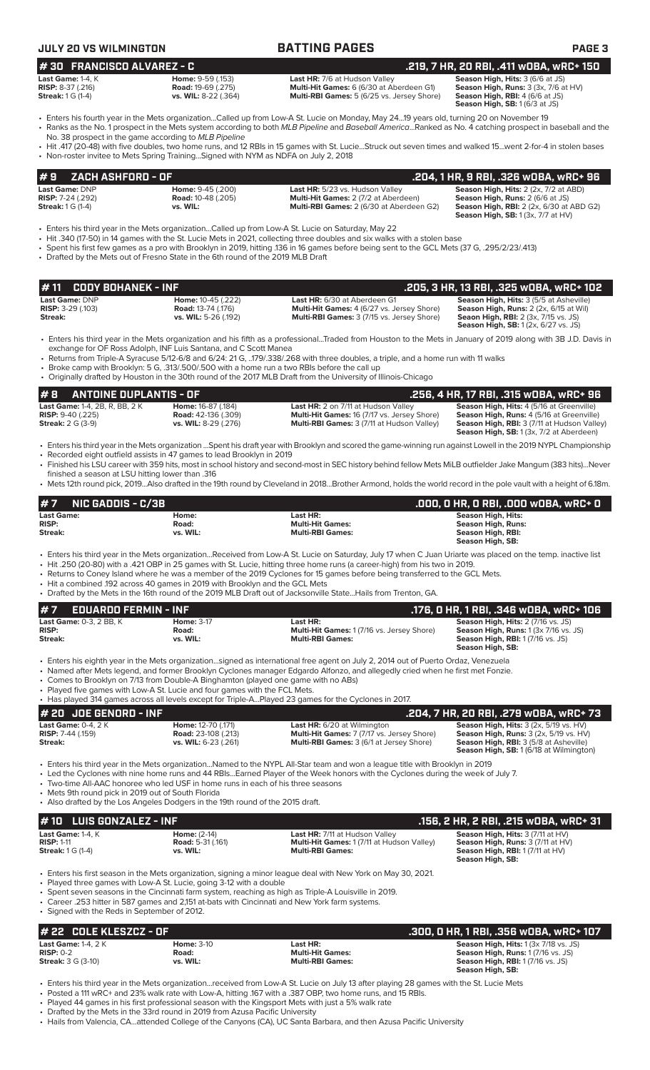## JULY 20 VS WILMINGTON — BATTING PAGES

## # 30 FRANCISCO ALVAREZ - C — .219, 7 HR, 20 RBI, .411 wOBA, wRC+ 150

| | | | |
|---|---|---|---|
| **Last Game:** 1-4, K | **Home:** 9-59 (.153) | **Last HR:** 7/6 at Hudson Valley | **Season High, Hits:** 3 (6/6 at JS) |
| **RISP:** 8-37 (.216) | **Road:** 19-69 (.275) | **Multi-Hit Games:** 6 (6/30 at Aberdeen G1) | **Season High, Runs:** 3 (3x, 7/6 at HV) |
| **Streak:** 1 G (1-4) | **vs. WIL:** 8-22 (.364) | **Multi-RBI Games:** 5 (6/25 vs. Jersey Shore) | **Season High, RBI:** 4 (6/6 at JS) |
| | | | **Season High, SB:** 1 (6/3 at JS) |

- Enters his fourth year in the Mets organization...Called up from Low-A St. Lucie on Monday, May 24...19 years old, turning 20 on November 19
- Ranks as the No. 1 prospect in the Mets system according to both *MLB Pipeline* and *Baseball America*...Ranked as No. 4 catching prospect in baseball and the No. 38 prospect in the game according to *MLB Pipeline*
- Hit .417 (20-48) with five doubles, two home runs, and 12 RBIs in 15 games with St. Lucie...Struck out seven times and walked 15...went 2-for-4 in stolen bases
- Non-roster invitee to Mets Spring Training...Signed with NYM as NDFA on July 2, 2018

## # 9 ZACH ASHFORD - OF — .204, 1 HR, 9 RBI, .326 wOBA, wRC+ 96

| | | | |
|---|---|---|---|
| **Last Game:** DNP | **Home:** 9-45 (.200) | **Last HR:** 5/23 vs. Hudson Valley | **Season High, Hits:** 2 (2x, 7/2 at ABD) |
| **RISP:** 7-24 (.292) | **Road:** 10-48 (.205) | **Multi-Hit Games:** 2 (7/2 at Aberdeen) | **Season High, Runs:** 2 (6/6 at JS) |
| **Streak:** 1 G (1-4) | **vs. WIL:** | **Multi-RBI Games:** 2 (6/30 at Aberdeen G2) | **Season High, RBI:** 2 (2x, 6/30 at ABD G2) |
| | | | **Season High, SB:** 1 (3x, 7/7 at HV) |

- Enters his third year in the Mets organization...Called up from Low-A St. Lucie on Saturday, May 22
- Hit .340 (17-50) in 14 games with the St. Lucie Mets in 2021, collecting three doubles and six walks with a stolen base
- Spent his first few games as a pro with Brooklyn in 2019, hitting .136 in 16 games before being sent to the GCL Mets (37 G, .295/2/23/.413)
- Drafted by the Mets out of Fresno State in the 6th round of the 2019 MLB Draft

## # 11 CODY BOHANEK - INF — .205, 3 HR, 13 RBI, .325 wOBA, wRC+ 102

| | | | |
|---|---|---|---|
| **Last Game:** DNP | **Home:** 10-45 (.222) | **Last HR:** 6/30 at Aberdeen G1 | **Season High, Hits:** 3 (5/5 at Asheville) |
| **RISP:** 3-29 (.103) | **Road:** 13-74 (.176) | **Multi-Hit Games:** 4 (6/27 vs. Jersey Shore) | **Season High, Runs:** 2 (2x, 6/15 at Wil) |
| **Streak:** | **vs. WIL:** 5-26 (.192) | **Multi-RBI Games:** 3 (7/15 vs. Jersey Shore) | **Seaon High, RBI:** 2 (3x, 7/15 vs. JS) |
| | | | **Season High, SB:** 1 (2x, 6/27 vs. JS) |

- Enters his third year in the Mets organization and his fifth as a professional...Traded from Houston to the Mets in January of 2019 along with 3B J.D. Davis in exchange for OF Ross Adolph, INF Luis Santana, and C Scott Manea
- Returns from Triple-A Syracuse 5/12-6/8 and 6/24: 21 G, ..179/.338/.268 with three doubles, a triple, and a home run with 11 walks
- Broke camp with Brooklyn: 5 G, .313/.500/.500 with a home run a two RBIs before the call up
- Originally drafted by Houston in the 30th round of the 2017 MLB Draft from the University of Illinois-Chicago

## # 8 ANTOINE DUPLANTIS - OF — .256, 4 HR, 17 RBI, .315 wOBA, wRC+ 96

| | | | |
|---|---|---|---|
| **Last Game:** 1-4, 2B, R, BB, 2 K | **Home:** 16-87 (.184) | **Last HR:** 2 on 7/11 at Hudson Valley | **Season High, Hits:** 4 (5/16 at Greenville) |
| **RISP:** 9-40 (.225) | **Road:** 42-136 (.309) | **Multi-Hit Games:** 16 (7/17 vs. Jersey Shore) | **Season High, Runs:** 4 (5/16 at Greenville) |
| **Streak:** 2 G (3-9) | **vs. WIL:** 8-29 (.276) | **Multi-RBI Games:** 3 (7/11 at Hudson Valley) | **Season High, RBI:** 3 (7/11 at Hudson Valley) |
| | | | **Season High, SB:** 1 (3x, 7/2 at Aberdeen) |

- Enters his third year in the Mets organization ...Spent his draft year with Brooklyn and scored the game-winning run against Lowell in the 2019 NYPL Championship
- Recorded eight outfield assists in 47 games to lead Brooklyn in 2019
- Finished his LSU career with 359 hits, most in school history and second-most in SEC history behind fellow Mets MiLB outfielder Jake Mangum (383 hits)...Never finished a season at LSU hitting lower than .316
- Mets 12th round pick, 2019...Also drafted in the 19th round by Cleveland in 2018...Brother Armond, holds the world record in the pole vault with a height of 6.18m.

## # 7 NIC GADDIS - C/3B — .000, 0 HR, 0 RBI, .000 wOBA, wRC+ 0

| | | | |
|---|---|---|---|
| **Last Game:** | **Home:** | **Last HR:** | **Season High, Hits:** |
| **RISP:** | **Road:** | **Multi-Hit Games:** | **Season High, Runs:** |
| **Streak:** | **vs. WIL:** | **Multi-RBI Games:** | **Season High, RBI:** |
| | | | **Season High, SB:** |

- Enters his third year in the Mets organization...Received from Low-A St. Lucie on Saturday, July 17 when C Juan Uriarte was placed on the temp. inactive list
- Hit .250 (20-80) with a .421 OBP in 25 games with St. Lucie, hitting three home runs (a career-high) from his two in 2019.
- Returns to Coney Island where he was a member of the 2019 Cyclones for 15 games before being transferred to the GCL Mets.
- Hit a combined .192 across 40 games in 2019 with Brooklyn and the GCL Mets
- Drafted by the Mets in the 16th round of the 2019 MLB Draft out of Jacksonville State...Hails from Trenton, GA.

## # 7 EDUARDO FERMIN - INF — .176, 0 HR, 1 RBI, .346 wOBA, wRC+ 106

| | | | |
|---|---|---|---|
| **Last Game:** 0-3, 2 BB, K | **Home:** 3-17 | **Last HR:** | **Season High, Hits:** 2 (7/16 vs. JS) |
| **RISP:** | **Road:** | **Multi-Hit Games:** 1 (7/16 vs. Jersey Shore) | **Season High, Runs:** 1 (3x 7/16 vs. JS) |
| **Streak:** | **vs. WIL:** | **Multi-RBI Games:** | **Season High, RBI:** 1 (7/16 vs. JS) |
| | | | **Season High, SB:** |

- Enters his eighth year in the Mets organization...signed as international free agent on July 2, 2014 out of Puerto Ordaz, Venezuela
- Named after Mets legend, and former Brooklyn Cyclones manager Edgardo Alfonzo, and allegedly cried when he first met Fonzie.
- Comes to Brooklyn on 7/13 from Double-A Binghamton (played one game with no ABs)
- Played five games with Low-A St. Lucie and four games with the FCL Mets.
- Has played 314 games across all levels except for Triple-A...Played 23 games for the Cyclones in 2017.

## # 20 JOE GENORD - INF — .204, 7 HR, 20 RBI, .279 wOBA, wRC+ 73

| | | | |
|---|---|---|---|
| **Last Game:** 0-4, 2 K | **Home:** 12-70 (.171) | **Last HR:** 6/20 at Wilmington | **Season High, Hits:** 3 (2x, 5/19 vs. HV) |
| **RISP:** 7-44 (.159) | **Road:** 23-108 (.213) | **Multi-Hit Games:** 7 (7/17 vs. Jersey Shore) | **Season High, Runs:** 3 (2x, 5/19 vs. HV) |
| **Streak:** | **vs. WIL:** 6-23 (.261) | **Multi-RBI Games:** 3 (6/1 at Jersey Shore) | **Season High, RBI:** 3 (5/8 at Asheville) |
| | | | **Season High, SB:** 1 (6/18 at Wilmington) |

- Enters his third year in the Mets organization...Named to the NYPL All-Star team and won a league title with Brooklyn in 2019
- Led the Cyclones with nine home runs and 44 RBIs...Earned Player of the Week honors with the Cyclones during the week of July 7.
- Two-time All-AAC honoree who led USF in home runs in each of his three seasons
- Mets 9th round pick in 2019 out of South Florida
- Also drafted by the Los Angeles Dodgers in the 19th round of the 2015 draft.

## # 10 LUIS GONZALEZ - INF — .156, 2 HR, 2 RBI, .215 wOBA, wRC+ 31

| | | | |
|---|---|---|---|
| **Last Game:** 1-4, K | **Home:** (2-14) | **Last HR:** 7/11 at Hudson Valley | **Season High, Hits:** 3 (7/11 at HV) |
| **RISP:** 1-11 | **Road:** 5-31 (.161) | **Multi-Hit Games:** 1 (7/11 at Hudson Valley) | **Season High, Runs:** 3 (7/11 at HV) |
| **Streak:** 1 G (1-4) | **vs. WIL:** | **Multi-RBI Games:** | **Season High, RBI:** 1 (7/11 at HV) |
| | | | **Season High, SB:** |

- Enters his first season in the Mets organization, signing a minor league deal with New York on May 30, 2021.
- Played three games with Low-A St. Lucie, going 3-12 with a double
- Spent seven seasons in the Cincinnati farm system, reaching as high as Triple-A Louisville in 2019.
- Career .253 hitter in 587 games and 2,151 at-bats with Cincinnati and New York farm systems.
- Signed with the Reds in September of 2012.

## # 22 COLE KLESZCZ - OF — .300, 0 HR, 1 RBI, .356 wOBA, wRC+ 107

| | | | |
|---|---|---|---|
| **Last Game:** 1-4, 2 K | **Home:** 3-10 | **Last HR:** | **Season High, Hits:** 1 (3x 7/18 vs. JS) |
| **RISP:** 0-2 | **Road:** | **Multi-Hit Games:** | **Season High, Runs:** 1 (7/16 vs. JS) |
| **Streak:** 3 G (3-10) | **vs. WIL:** | **Multi-RBI Games:** | **Season High, RBI:** 1 (7/16 vs. JS) |
| | | | **Season High, SB:** |

- Enters his third year in the Mets organization...received from Low-A St. Lucie on July 13 after playing 28 games with the St. Lucie Mets
- Posted a 111 wRC+ and 23% walk rate with Low-A, hitting .167 with a .387 OBP, two home runs, and 15 RBIs.
- Played 44 games in his first professional season with the Kingsport Mets with just a 5% walk rate
- Drafted by the Mets in the 33rd round in 2019 from Azusa Pacific University
- Hails from Valencia, CA...attended College of the Canyons (CA), UC Santa Barbara, and then Azusa Pacific University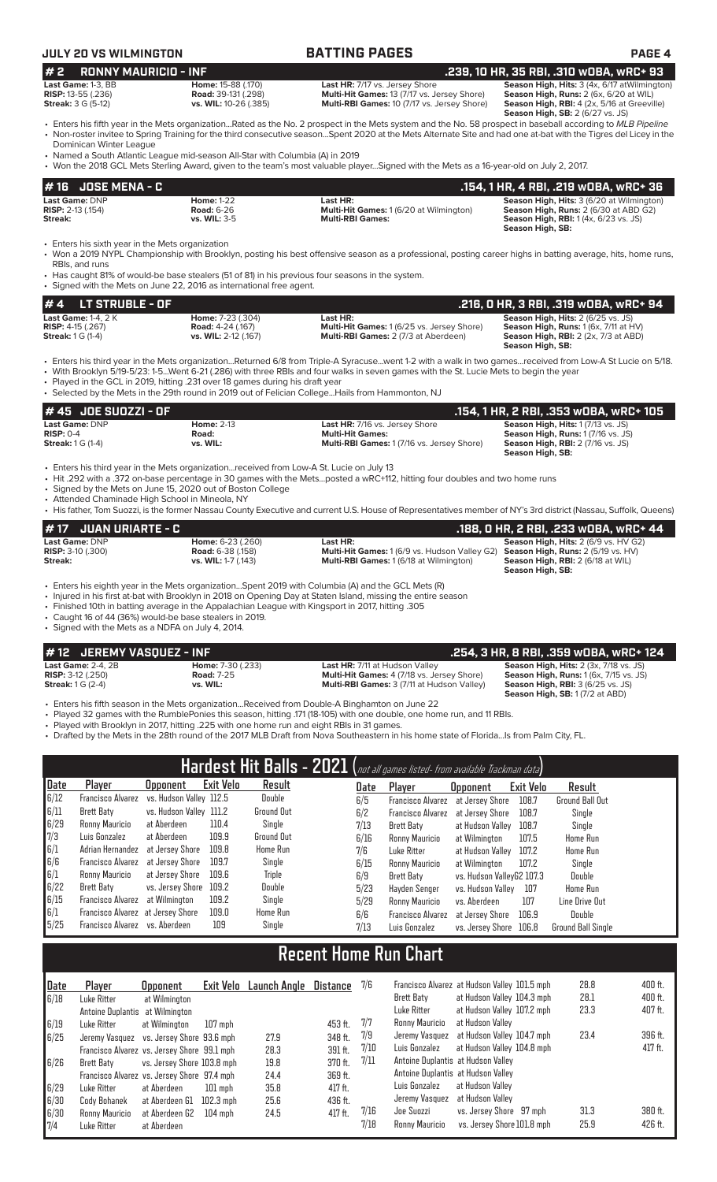**JULY 20 VS WILMINGTON** | **BATTING PAGES**

## # 2 RONNY MAURICIO - INF — .239, 10 HR, 35 RBI, .310 wOBA, wRC+ 93

| | | | |
|---|---|---|---|
| **Last Game:** 1-3, BB | **Home:** 15-88 (.170) | **Last HR:** 7/17 vs. Jersey Shore | **Season High, Hits:** 3 (4x, 6/17 atWilmington) |
| **RISP:** 13-55 (.236) | **Road:** 39-131 (.298) | **Multi-Hit Games:** 13 (7/17 vs. Jersey Shore) | **Season High, Runs:** 2 (6x, 6/20 at WIL) |
| **Streak:** 3 G (5-12) | **vs. WIL:** 10-26 (.385) | **Multi-RBI Games:** 10 (7/17 vs. Jersey Shore) | **Season High, RBI:** 4 (2x, 5/16 at Greeville) |
| | | | **Season High, SB:** 2 (6/27 vs. JS) |

- Enters his fifth year in the Mets organization...Rated as the No. 2 prospect in the Mets system and the No. 58 prospect in baseball according to *MLB Pipeline*
- Non-roster invitee to Spring Training for the third consecutive season...Spent 2020 at the Mets Alternate Site and had one at-bat with the Tigres del Licey in the Dominican Winter League
- Named a South Atlantic League mid-season All-Star with Columbia (A) in 2019
- Won the 2018 GCL Mets Sterling Award, given to the team's most valuable player...Signed with the Mets as a 16-year-old on July 2, 2017.

## # 16 JOSE MENA - C — .154, 1 HR, 4 RBI, .219 wOBA, wRC+ 36

| | | | |
|---|---|---|---|
| **Last Game:** DNP | **Home:** 1-22 | **Last HR:** | **Season High, Hits:** 3 (6/20 at Wilmington) |
| **RISP:** 2-13 (.154) | **Road:** 6-26 | **Multi-Hit Games:** 1 (6/20 at Wilmington) | **Season High, Runs:** 2 (6/30 at ABD G2) |
| **Streak:** | **vs. WIL:** 3-5 | **Multi-RBI Games:** | **Season High, RBI:** 1 (4x, 6/23 vs. JS) |
| | | | **Season High, SB:** |

- Enters his sixth year in the Mets organization
- Won a 2019 NYPL Championship with Brooklyn, posting his best offensive season as a professional, posting career highs in batting average, hits, home runs, RBIs, and runs
- Has caught 81% of would-be base stealers (51 of 81) in his previous four seasons in the system.
- Signed with the Mets on June 22, 2016 as international free agent.

## # 4 LT STRUBLE - OF — .216, 0 HR, 3 RBI, .319 wOBA, wRC+ 94

| | | | |
|---|---|---|---|
| **Last Game:** 1-4, 2 K | **Home:** 7-23 (.304) | **Last HR:** | **Season High, Hits:** 2 (6/25 vs. JS) |
| **RISP:** 4-15 (.267) | **Road:** 4-24 (.167) | **Multi-Hit Games:** 1 (6/25 vs. Jersey Shore) | **Season High, Runs:** 1 (6x, 7/11 at HV) |
| **Streak:** 1 G (1-4) | **vs. WIL:** 2-12 (.167) | **Multi-RBI Games:** 2 (7/3 at Aberdeen) | **Season High, RBI:** 2 (2x, 7/3 at ABD) |
| | | | **Season High, SB:** |

- Enters his third year in the Mets organization...Returned 6/8 from Triple-A Syracuse...went 1-2 with a walk in two games...received from Low-A St Lucie on 5/18.
- With Brooklyn 5/19-5/23: 1-5...Went 6-21 (.286) with three RBIs and four walks in seven games with the St. Lucie Mets to begin the year
- Played in the GCL in 2019, hitting .231 over 18 games during his draft year
- Selected by the Mets in the 29th round in 2019 out of Felician College...Hails from Hammonton, NJ

## # 45 JOE SUOZZI - OF — .154, 1 HR, 2 RBI, .353 wOBA, wRC+ 105

| | | | |
|---|---|---|---|
| **Last Game:** DNP | **Home:** 2-13 | **Last HR:** 7/16 vs. Jersey Shore | **Season High, Hits:** 1 (7/13 vs. JS) |
| **RISP:** 0-4 | **Road:** | **Multi-Hit Games:** | **Season High, Runs:** 1 (7/16 vs. JS) |
| **Streak:** 1 G (1-4) | **vs. WIL:** | **Multi-RBI Games:** 1 (7/16 vs. Jersey Shore) | **Season High, RBI:** 2 (7/16 vs. JS) |
| | | | **Season High, SB:** |

- Enters his third year in the Mets organization...received from Low-A St. Lucie on July 13
- Hit .292 with a .372 on-base percentage in 30 games with the Mets...posted a wRC+112, hitting four doubles and two home runs
- Signed by the Mets on June 15, 2020 out of Boston College
- Attended Chaminade High School in Mineola, NY
- His father, Tom Suozzi, is the former Nassau County Executive and current U.S. House of Representatives member of NY's 3rd district (Nassau, Suffolk, Queens)

## # 17 JUAN URIARTE - C — .188, 0 HR, 2 RBI, .233 wOBA, wRC+ 44

| | | | |
|---|---|---|---|
| **Last Game:** DNP | **Home:** 6-23 (.260) | **Last HR:** | **Season High, Hits:** 2 (6/9 vs. HV G2) |
| **RISP:** 3-10 (.300) | **Road:** 6-38 (.158) | **Multi-Hit Games:** 1 (6/9 vs. Hudson Valley G2) | **Season High, Runs:** 2 (5/19 vs. HV) |
| **Streak:** | **vs. WIL:** 1-7 (.143) | **Multi-RBI Games:** 1 (6/18 at Wilmington) | **Season High, RBI:** 2 (6/18 at WIL) |
| | | | **Season High, SB:** |

- Enters his eighth year in the Mets organization...Spent 2019 with Columbia (A) and the GCL Mets (R)
- Injured in his first at-bat with Brooklyn in 2018 on Opening Day at Staten Island, missing the entire season
- Finished 10th in batting average in the Appalachian League with Kingsport in 2017, hitting .305
- Caught 16 of 44 (36%) would-be base stealers in 2019.
- Signed with the Mets as a NDFA on July 4, 2014.

## # 12 JEREMY VASQUEZ - INF — .254, 3 HR, 8 RBI, .359 wOBA, wRC+ 124

| | | | |
|---|---|---|---|
| **Last Game:** 2-4, 2B | **Home:** 7-30 (.233) | **Last HR:** 7/11 at Hudson Valley | **Season High, Hits:** 2 (3x, 7/18 vs. JS) |
| **RISP:** 3-12 (.250) | **Road:** 7-25 | **Multi-Hit Games:** 4 (7/18 vs. Jersey Shore) | **Season High, Runs:** 1 (6x, 7/15 vs. JS) |
| **Streak:** 1 G (2-4) | **vs. WIL:** | **Multi-RBI Games:** 3 (7/11 at Hudson Valley) | **Season High, RBI:** 3 (6/25 vs. JS) |
| | | | **Season High, SB:** 1 (7/2 at ABD) |

- Enters his fifth season in the Mets organization...Received from Double-A Binghamton on June 22
- Played 32 games with the RumblePonies this season, hitting .171 (18-105) with one double, one home run, and 11 RBIs.
- Played with Brooklyn in 2017, hitting .225 with one home run and eight RBIs in 31 games.
- Drafted by the Mets in the 28th round of the 2017 MLB Draft from Nova Southeastern in his home state of Florida...Is from Palm City, FL.

## Hardest Hit Balls - 2021 (not all games listed- from available Trackman data)

| Date | Player | Opponent | Exit Velo | Result |
|---|---|---|---|---|
| 6/12 | Francisco Alvarez | vs. Hudson Valley | 112.5 | Double |
| 6/11 | Brett Baty | vs. Hudson Valley | 111.2 | Ground Out |
| 6/29 | Ronny Mauricio | at Aberdeen | 110.4 | Single |
| 7/3 | Luis Gonzalez | at Aberdeen | 109.9 | Ground Out |
| 6/1 | Adrian Hernandez | at Jersey Shore | 109.8 | Home Run |
| 6/6 | Francisco Alvarez | at Jersey Shore | 109.7 | Single |
| 6/1 | Ronny Mauricio | at Jersey Shore | 109.6 | Triple |
| 6/22 | Brett Baty | vs. Jersey Shore | 109.2 | Double |
| 6/15 | Francisco Alvarez | at Wilmington | 109.2 | Single |
| 6/1 | Francisco Alvarez | at Jersey Shore | 109.0 | Home Run |
| 5/25 | Francisco Alvarez | vs. Aberdeen | 109 | Single |
| 6/5 | Francisco Alvarez | at Jersey Shore | 108.7 | Ground Ball Out |
| 6/2 | Francisco Alvarez | at Jersey Shore | 108.7 | Single |
| 7/13 | Brett Baty | at Hudson Valley | 108.7 | Single |
| 6/16 | Ronny Mauricio | at Wilmington | 107.5 | Home Run |
| 7/6 | Luke Ritter | at Hudson Valley | 107.2 | Home Run |
| 6/15 | Ronny Mauricio | at Wilmington | 107.2 | Single |
| 6/9 | Brett Baty | vs. Hudson ValleyG2 | 107.3 | Double |
| 5/23 | Hayden Senger | vs. Hudson Valley | 107 | Home Run |
| 5/29 | Ronny Mauricio | vs. Aberdeen | 107 | Line Drive Out |
| 6/6 | Francisco Alvarez | at Jersey Shore | 106.9 | Double |
| 7/13 | Luis Gonzalez | vs. Jersey Shore | 106.8 | Ground Ball Single |

## Recent Home Run Chart

| Date | Player | Opponent | Exit Velo | Launch Angle | Distance |
|---|---|---|---|---|---|
| 6/18 | Luke Ritter | at Wilmington | | | |
| | Antoine Duplantis | at Wilmington | | | |
| 6/19 | Luke Ritter | at Wilmington | 107 mph | | 453 ft. |
| 6/25 | Jeremy Vasquez | vs. Jersey Shore | 93.6 mph | 27.9 | 348 ft. |
| | Francisco Alvarez | vs. Jersey Shore | 99.1 mph | 28.3 | 391 ft. |
| 6/26 | Brett Baty | vs. Jersey Shore | 103.8 mph | 19.8 | 370 ft. |
| | Francisco Alvarez | vs. Jersey Shore | 97.4 mph | 24.4 | 369 ft. |
| 6/29 | Luke Ritter | at Aberdeen | 101 mph | 35.8 | 417 ft. |
| 6/30 | Cody Bohanek | at Aberdeen G1 | 102.3 mph | 25.6 | 436 ft. |
| 6/30 | Ronny Mauricio | at Aberdeen G2 | 104 mph | 24.5 | 417 ft. |
| 7/4 | Luke Ritter | at Aberdeen | | | |
| 7/6 | Francisco Alvarez | at Hudson Valley | 101.5 mph | 28.8 | 400 ft. |
| | Brett Baty | at Hudson Valley | 104.3 mph | 28.1 | 400 ft. |
| | Luke Ritter | at Hudson Valley | 107.2 mph | 23.3 | 407 ft. |
| 7/7 | Ronny Mauricio | at Hudson Valley | | | |
| 7/9 | Jeremy Vasquez | at Hudson Valley | 104.7 mph | 23.4 | 396 ft. |
| 7/10 | Luis Gonzalez | at Hudson Valley | 104.8 mph | | 417 ft. |
| 7/11 | Antoine Duplantis | at Hudson Valley | | | |
| | Antoine Duplantis | at Hudson Valley | | | |
| | Luis Gonzalez | at Hudson Valley | | | |
| | Jeremy Vasquez | at Hudson Valley | | | |
| 7/16 | Joe Suozzi | vs. Jersey Shore | 97 mph | 31.3 | 380 ft. |
| 7/18 | Ronny Mauricio | vs. Jersey Shore | 101.8 mph | 25.9 | 426 ft. |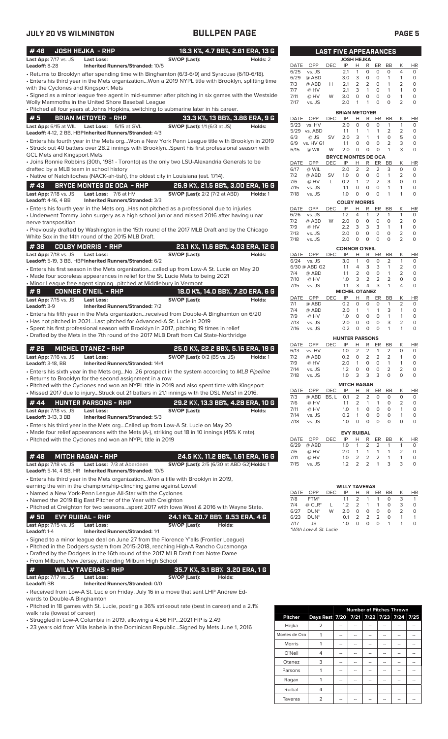## JULY 20 VS WILMINGTON — BULLPEN PAGE

### #46 JOSH HEJKA - RHP — 16.3 K%, 4.7 BB%, 2.61 ERA, 13 G

**Last App:** 7/17 vs. JS **Last Loss:** **SV/OP (Last):** **Holds:** 2
**Leadoff:** 8-28 **Inherited Runners/Stranded:** 10/5

- Returns to Brooklyn after spending time with Binghamton (6/3-6/9) and Syracuse (6/10-6/18).
- Enters his third year in the Mets organization...Won a 2019 NYPL title with Brooklyn, splitting time with the Cyclones and Kingsport Mets
- Signed as a minor league free agent in mid-summer after pitching in six games with the Westside Wolly Mammoths in the United Shore Baseball League
- Pitched all four years at Johns Hopkins, switching to submarine later in his career.

### #5 BRIAN METOYER - RHP — 33.3 K%, 13 BB%, 3.86 ERA, 9 G

**Last App:** 6/15 at WIL **Last Loss:** 5/15 at GVL **SV/OP (Last):** 1/1 (6/3 at JS) **Holds:**
**Leadoff:** 4-12, 2 BB, HBP **Inherited Runners/Stranded:** 4/3

- Enters his fourth year in the Mets org...Won a New York Penn League title with Brooklyn in 2019
- Struck out 40 batters over 28.2 innings with Brooklyn...Spent his first professional season with GCL Mets and Kingsport Mets
- Joins Ronnie Robbins (30th, 1981 - Toronto) as the only two LSU-Alexandria Generals to be drafted by a MLB team in school history
- Native of Natchitoches (NACK-ah-tish), the oldest city in Louisiana (est. 1714).

### #43 BRYCE MONTES DE OCA - RHP — 26.9 K%, 21.5 BB%, 3.00 ERA, 16 G

**Last App:** 7/18 vs. JS **Last Loss:** 7/6 at HV **SV/OP (Last):** 2/2 (7/2 at ABD) **Holds:** 1
**Leadoff:** 4-16, 4 BB **Inherited Runners/Stranded:** 3/3

- Enters his fourth year in the Mets org...Has not pitched as a professional due to injuries
- Underwent Tommy John surgery as a high school junior and missed 2016 after having ulnar nerve transposition
- Previously drafted by Washington in the 15th round of the 2017 MLB Draft and by the Chicago White Sox in the 14th round of the 2015 MLB Draft.

### #38 COLBY MORRIS - RHP — 23.1 K%, 11.6 BB%, 4.03 ERA, 12 G

**Last App:** 7/18 vs. JS **Last Loss:** **SV/OP (Last):** **Holds:**
**Leadoff:** 5-19, 3 BB, HBP **Inherited Runners/Stranded:** 6/2

- Enters his first season in the Mets organization...called up from Low-A St. Lucie on May 20
- Made four scoreless appearances in relief for the St. Lucie Mets to begin 2021
- Minor League free agent signing...pitched at Middlebury in Vermont

### #9 CONNER O'NEIL - RHP — 18.0 K%, 14.0 BB%, 7.20 ERA, 6 G

**Last App:** 7/15 vs. JS **Last Loss:** **SV/OP (Last):** **Holds:**
**Leadoff:** 3-9 **Inherited Runners/Stranded:** 7/2

- Enters his fifth year in the Mets organization...received from Double-A Binghamton on 6/20
- Has not pitched in 2021...Last pitched for Advanced-A St. Lucie in 2019
- Spent his first professional season with Brooklyn in 2017, pitching 19 times in relief
- Drafted by the Mets in the 7th round of the 2017 MLB Draft from Cal State-Northridge

### #26 MICHEL OTANEZ - RHP — 25.0 K%, 22.2 BB%, 5.16 ERA, 19 G

**Last App:** 7/16 vs. JS **Last Loss:** **SV/OP (Last):** 0/2 (BS vs. JS) **Holds:** 1
**Leadoff:** 3-18, BB **Inherited Runners/Stranded:** 14/4

- Enters his sixth year in the Mets org...No. 26 prospect in the system according to *MLB Pipeline*
- Returns to Brooklyn for the second assignment in a row
- Pitched with the Cyclones and won an NYPL title in 2019 and also spent time with Kingsport
- Missed 2017 due to injury...Struck out 21 batters in 21.1 innings with the DSL Mets1 in 2016.

### #44 HUNTER PARSONS - RHP — 29.2 K%, 13.3 BB%, 4.28 ERA, 10 G

**Last App:** 7/18 vs. JS **Last Loss:** **SV/OP (Last):** **Holds:**
**Leadoff:** 3-13, 3 BB **Inherited Runners/Stranded:** 5/3

- Enters his third year in the Mets org...Called up from Low-A St. Lucie on May 20
- Made four relief appearances with the Mets (A-), striking out 18 in 10 innings (45% K rate).
- Pitched with the Cyclones and won an NYPL title in 2019

### #48 MITCH RAGAN - RHP — 24.5 K%, 11.2 BB%, 1.61 ERA, 16 G

**Last App:** 7/18 vs. JS **Last Loss:** 7/3 at Aberdeen **SV/OP (Last):** 2/5 (6/30 at ABD G2) **Holds:** 1
**Leadoff:** 5-14, 4 BB, HR **Inherited Runners/Stranded:** 10/5

- Enters his third year in the Mets organization...Won a title with Brooklyn in 2019, earning the win in the championship-clinching game against Lowell
- Named a New York-Penn League All-Star with the Cyclones
- Named the 2019 Big East Pitcher of the Year with Creighton
- Pitched at Creighton for two seasons...spent 2017 with Iowa West & 2016 with Wayne State.

### #50 EVY RUIBAL - RHP — 24.1 K%, 20.7 BB% 9.53 ERA, 4 G

**Last App:** 7/15 vs. JS **Last Loss:** **SV/OP (Last):** **Holds:**
**Leadoff:** 1-4 **Inherited Runners/Stranded:** 1/1

- Signed to a minor league deal on June 27 from the Florence Y'alls (Frontier League)
- Pitched in the Dodgers system from 2015-2018, reaching High-A Rancho Cucamonga
- Drafted by the Dodgers in the 16th round of the 2017 MLB Draft from Notre Dame
- From Milburn, New Jersey, attending Milburn High School

### # WILLY TAVERAS - RHP — 35.7 K%, 3.1 BB% 3.20 ERA, 1 G

**Last App:** 7/17 vs. JS **Last Loss:** **SV/OP (Last):** **Holds:**
**Leadoff:** BB **Inherited Runners/Stranded:** 0/0

- Received from Low-A St. Lucie on Friday, July 16 in a move that sent LHP Andrew Edwards to Double-A Binghamton
- Pitched in 18 games with St. Lucie, posting a 36% strikeout rate (best in career) and a 2.1% walk rate (lowest of career)
- Struggled in Low-A Columbia in 2019, allowing a 4.56 FIP...2021 FIP is 2.49
- 23 years old from Villa Isabela in the Dominican Republic...Signed by Mets June 1, 2016

## LAST FIVE APPEARANCES

**JOSH HEJKA**

| DATE | OPP | DEC | IP | H | R | ER | BB | K | HR |
|---|---|---|---|---|---|---|---|---|---|
| 6/25 | vs. JS | | 2.1 | 1 | 0 | 0 | 0 | 4 | 0 |
| 6/29 | @ ABD | | 3.0 | 3 | 0 | 0 | 1 | 1 | 0 |
| 7/3 | @ ABD | H | 2.1 | 2 | 2 | 0 | 1 | 2 | 0 |
| 7/7 | @ HV | | 2.1 | 3 | 1 | 0 | 1 | 1 | 0 |
| 7/11 | @ HV | W | 3.0 | 0 | 0 | 0 | 0 | 1 | 0 |
| 7/17 | vs. JS | | 2.0 | 1 | 1 | 0 | 0 | 2 | 0 |

**BRIAN METOYER**

| DATE | OPP | DEC | IP | H | R | ER | BB | K | HR |
|---|---|---|---|---|---|---|---|---|---|
| 5/23 | vs. HV | | 2.0 | 0 | 0 | 0 | 1 | 1 | 0 |
| 5/29 | vs. ABD | | 1.1 | 1 | 1 | 1 | 2 | 2 | 0 |
| 6/3 | @ JS | SV | 2.0 | 3 | 1 | 1 | 0 | 5 | 0 |
| 6/9 | vs. HV G1 | | 1.1 | 0 | 0 | 0 | 2 | 3 | 0 |
| 6/15 | @ WIL | W | 2.0 | 0 | 0 | 0 | 1 | 3 | 0 |

**BRYCE MONTES DE OCA**

| DATE | OPP | DEC | IP | H | R | ER | BB | K | HR |
|---|---|---|---|---|---|---|---|---|---|
| 6/17 | @ WIL | | 2.0 | 2 | 2 | 2 | 3 | 0 | 0 |
| 7/2 | @ ABD | SV | 1.0 | 0 | 0 | 0 | 1 | 2 | 0 |
| 7/6 | @ HV | L | 0.2 | 1 | 2 | 2 | 3 | 0 | 0 |
| 7/15 | vs. JS | | 1.1 | 0 | 0 | 0 | 1 | 1 | 0 |
| 7/18 | vs. JS | | 1.0 | 0 | 0 | 0 | 1 | 1 | 0 |

**COLBY MORRIS**

| DATE | OPP | DEC | IP | H | R | ER | BB | K | HR |
|---|---|---|---|---|---|---|---|---|---|
| 6/26 | vs. JS | | 1.2 | 4 | 1 | 2 | 1 | 1 | 0 |
| 7/2 | @ ABD | W | 2.0 | 0 | 0 | 0 | 0 | 2 | 0 |
| 7/9 | @ HV | | 2.2 | 3 | 3 | 3 | 1 | 1 | 0 |
| 7/13 | vs. JS | | 2.0 | 0 | 0 | 0 | 0 | 2 | 0 |
| 7/18 | vs. JS | | 2.0 | 0 | 0 | 0 | 0 | 2 | 0 |

**CONNOR O'NEIL**

| DATE | OPP | DEC | IP | H | R | ER | BB | K | HR |
|---|---|---|---|---|---|---|---|---|---|
| 6/24 | vs. JS | | 3.0 | 1 | 0 | 0 | 2 | 1 | 0 |
| 6/30 | @ ABD G2 | | 1.1 | 4 | 3 | 3 | 1 | 2 | 0 |
| 7/4 | @ ABD | | 1.1 | 2 | 0 | 0 | 1 | 2 | 0 |
| 7/10 | @ HV | | 1.0 | 3 | 2 | 2 | 2 | 0 | 0 |
| 7/15 | vs. JS | | 1.1 | 3 | 4 | 3 | 1 | 4 | 0 |

**MICHEL OTANEZ**

| DATE | OPP | DEC | IP | H | R | ER | BB | K | HR |
|---|---|---|---|---|---|---|---|---|---|
| 7/1 | @ ABD | | 0.2 | 0 | 0 | 0 | 1 | 2 | 0 |
| 7/4 | @ ABD | | 2.0 | 1 | 1 | 1 | 3 | 1 | 0 |
| 7/9 | @ HV | | 1.0 | 0 | 0 | 0 | 1 | 1 | 0 |
| 7/13 | vs. JS | | 2.0 | 0 | 0 | 0 | 3 | 2 | 0 |
| 7/16 | vs. JS | | 0.2 | 0 | 0 | 0 | 1 | 1 | 0 |

**HUNTER PARSONS**

| DATE | OPP | DEC | IP | H | R | ER | BB | K | HR |
|---|---|---|---|---|---|---|---|---|---|
| 6/13 | vs. HV | | 1.0 | 2 | 2 | 1 | 2 | 0 | 0 |
| 7/2 | @ ABD | | 0.2 | 0 | 2 | 2 | 2 | 1 | 0 |
| 7/9 | @ HV | | 2.0 | 1 | 0 | 0 | 1 | 1 | 0 |
| 7/14 | vs. JS | | 1.2 | 0 | 0 | 0 | 2 | 2 | 0 |
| 7/18 | vs. JS | | 1.0 | 3 | 3 | 3 | 0 | 0 | 0 |

**MITCH RAGAN**

| DATE | OPP | DEC | IP | H | R | ER | BB | K | HR |
|---|---|---|---|---|---|---|---|---|---|
| 7/3 | @ ABD | BS, L | 0.1 | 2 | 2 | 0 | 0 | 0 | 0 |
| 7/6 | @ HV | | 1.1 | 2 | 1 | 1 | 0 | 2 | 0 |
| 7/11 | @ HV | | 1.0 | 1 | 0 | 0 | 0 | 1 | 0 |
| 7/14 | vs. JS | | 0.2 | 1 | 0 | 0 | 0 | 1 | 0 |
| 7/18 | vs. JS | | 1.0 | 0 | 0 | 0 | 0 | 0 | 0 |

**EVY RUIBAL**

| DATE | OPP | DEC | IP | H | R | ER | BB | K | HR |
|---|---|---|---|---|---|---|---|---|---|
| 6/29 | @ ABD | | 1.0 | 1 | 2 | 2 | 1 | 1 | 0 |
| 7/6 | @ HV | | 2.0 | 1 | 1 | 1 | 1 | 2 | 0 |
| 7/11 | @ HV | | 1.0 | 2 | 2 | 2 | 1 | 1 | 0 |
| 7/15 | vs. JS | | 1.2 | 2 | 2 | 1 | 3 | 3 | 0 |

**WILLY TAVERAS**

| DATE | OPP | DEC | IP | H | R | ER | BB | K | HR |
|---|---|---|---|---|---|---|---|---|---|
| 7/8 | FTM* | | 1.1 | 2 | 1 | 1 | 0 | 3 | 1 |
| 7/4 | @ CLR* | L | 1.2 | 2 | 1 | 1 | 0 | 3 | 0 |
| 6/27 | DUN* | W | 2.0 | 0 | 0 | 0 | 0 | 2 | 0 |
| 6/23 | DUN* | | 0.1 | 2 | 2 | 2 | 0 | 1 | 1 |
| 7/17 | JS | | 1.0 | 0 | 0 | 0 | 1 | 1 | 0 |

*With Low-A St. Lucie

**Number of Pitches Thrown**

| Pitcher | Days Rest | 7/20 | 7/21 | 7/22 | 7/23 | 7/24 | 7/25 |
|---|---|---|---|---|---|---|---|
| Hejka | 2 | -- | -- | -- | -- | -- | -- |
| Montes de Oca | 1 | -- | -- | -- | -- | -- | -- |
| Morris | 1 | -- | -- | -- | -- | -- | -- |
| O'Neil | 4 | -- | -- | -- | -- | -- | -- |
| Otanez | 3 | -- | -- | -- | -- | -- | -- |
| Parsons | 1 | -- | -- | -- | -- | -- | -- |
| Ragan | 1 | -- | -- | -- | -- | -- | -- |
| Ruibal | 4 | -- | -- | -- | -- | -- | -- |
| Taveras | 2 | -- | -- | -- | -- | -- | -- |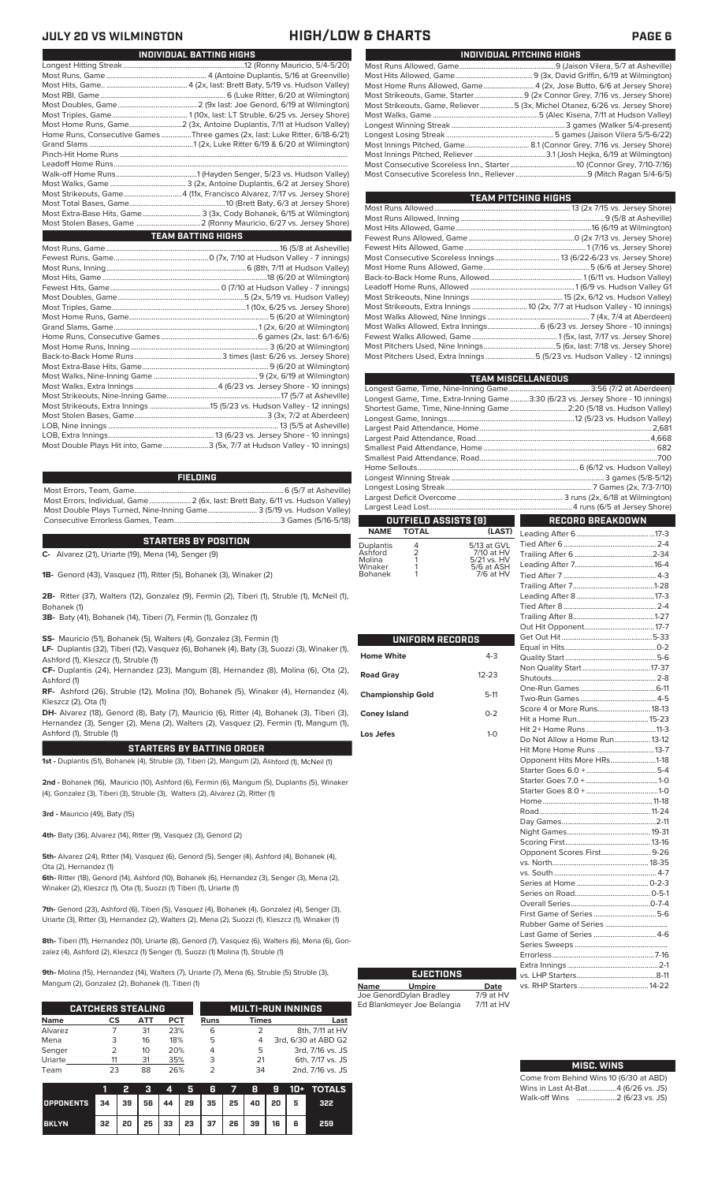# JULY 20 VS WILMINGTON — HIGH/LOW & CHARTS

## INDIVIDUAL BATTING HIGHS

| | |
|---|---|
| Longest Hitting Streak | 12 (Ronny Mauricio, 5/4-5/20) |
| Most Runs, Game | 4 (Antoine Duplantis, 5/16 at Greenville) |
| Most Hits, Game | 4 (2x, last: Brett Baty, 5/19 vs. Hudson Valley) |
| Most RBI, Game | 6 (Luke Ritter, 6/20 at Wilmington) |
| Most Doubles, Game | 2 (9x last: Joe Genord, 6/19 at Wilmington) |
| Most Triples, Game | 1 (10x, last: LT Struble, 6/25 vs. Jersey Shore) |
| Most Home Runs, Game | 2 (3x, Antoine Duplantis, 7/11 at Hudson Valley) |
| Home Runs, Consecutive Games | Three games (2x, last: Luke Ritter, 6/18-6/21) |
| Grand Slams | 1 (2x, Luke Ritter 6/19 & 6/20 at Wilmington) |
| Pinch-Hit Home Runs | |
| Leadoff Home Runs | |
| Walk-off Home Runs | 1 (Hayden Senger, 5/23 vs. Hudson Valley) |
| Most Walks, Game | 3 (2x, Antoine Duplantis, 6/2 at Jersey Shore) |
| Most Strikeouts, Game | 4 (11x, Francisco Alvarez, 7/17 vs. Jersey Shore) |
| Most Total Bases, Game | 10 (Brett Baty, 6/3 at Jersey Shore) |
| Most Extra-Base Hits, Game | 3 (3x, Cody Bohanek, 6/15 at Wilmington) |
| Most Stolen Bases, Game | 2 (Ronny Mauricio, 6/27 vs. Jersey Shore) |

## TEAM BATTING HIGHS

| | |
|---|---|
| Most Runs, Game | 16 (5/8 at Asheville) |
| Fewest Runs, Game | 0 (7x, 7/10 at Hudson Valley - 7 innings) |
| Most Runs, Inning | 6 (8th, 7/11 at Hudson Valley) |
| Most Hits, Game | 18 (6/20 at Wilmington) |
| Fewest Hits, Game | 0 (7/10 at Hudson Valley - 7 innings) |
| Most Doubles, Game | 5 (2x, 5/19 vs. Hudson Valley) |
| Most Triples, Game | 1 (10x, 6/25 vs. Jersey Shore) |
| Most Home Runs, Game | 5 (6/20 at Wilmington) |
| Grand Slams, Game | 1 (2x, 6/20 at Wilmington) |
| Home Runs, Consecutive Games | 6 games (2x, last: 6/1-6/6) |
| Most Home Runs, Inning | 3 (6/20 at Wilmington) |
| Back-to-Back Home Runs | 3 times (last: 6/26 vs. Jersey Shore) |
| Most Extra-Base Hits, Game | 9 (6/20 at Wilmington) |
| Most Walks, Nine-Inning Game | 9 (2x, 6/19 at Wilmington) |
| Most Walks, Extra Innings | 4 (6/23 vs. Jersey Shore - 10 innings) |
| Most Strikeouts, Nine-Inning Game | 17 (5/7 at Asheville) |
| Most Strikeouts, Extra Innings | 15 (5/23 vs. Hudson Valley - 12 innings) |
| Most Stolen Bases, Game | 3 (3x, 7/2 at Aberdeen) |
| LOB, Nine Innings | 13 (5/5 at Asheville) |
| LOB, Extra Innings | 13 (6/23 vs. Jersey Shore - 10 innings) |
| Most Double Plays Hit into, Game | 3 (5x, 7/7 at Hudson Valley - 10 innings) |

## FIELDING

| | |
|---|---|
| Most Errors, Team, Game | 6 (5/7 at Asheville) |
| Most Errors, Individual, Game | 2 (6x, last: Brett Baty, 6/11 vs. Hudson Valley) |
| Most Double Plays Turned, Nine-Inning Game | 3 (5/19 vs. Hudson Valley) |
| Consecutive Errorless Games, Team | 3 Games (5/16-5/18) |

## STARTERS BY POSITION

**C-** Alvarez (21), Uriarte (19), Mena (14), Senger (9)

**1B-** Genord (43), Vasquez (11), Ritter (5), Bohanek (3), Winaker (2)

**2B-** Ritter (37), Walters (12), Gonzalez (9), Fermin (2), Tiberi (1), Struble (1), McNeil (1), Bohanek (1)

**3B-** Baty (41), Bohanek (14), Tiberi (7), Fermin (1), Gonzalez (1)

**SS-** Mauricio (51), Bohanek (5), Walters (4), Gonzalez (3), Fermin (1)

**LF-** Duplantis (32), Tiberi (12), Vasquez (6), Bohanek (4), Baty (3), Suozzi (3), Winaker (1), Ashford (1), Kleszcz (1), Struble (1)

**CF-** Duplantis (24), Hernandez (23), Mangum (8), Hernandez (8), Molina (6), Ota (2), Ashford (1)

**RF-** Ashford (26), Struble (12), Molina (10), Bohanek (5), Winaker (4), Hernandez (4), Kleszcz (2), Ota (1)

**DH-** Alvarez (18), Genord (8), Baty (7), Mauricio (6), Ritter (4), Bohanek (3), Tiberi (3), Hernandez (3), Senger (2), Mena (2), Walters (2), Vasquez (2), Fermin (1), Mangum (1), Ashford (1), Struble (1)

## STARTERS BY BATTING ORDER

**1st -** Duplantis (51), Bohanek (4), Struble (3), Tiberi (2), Mangum (2), Ashford (1), McNeil (1)

**2nd -** Bohanek (16), Mauricio (10), Ashford (6), Fermin (6), Mangum (5), Duplantis (5), Winaker (4), Gonzalez (3), Tiberi (3), Struble (3), Walters (2), Alvarez (2), Ritter (1)

**3rd -** Mauricio (49), Baty (15)

**4th-** Baty (36), Alvarez (14), Ritter (9), Vasquez (3), Genord (2)

**5th-** Alvarez (24), Ritter (14), Vasquez (6), Genord (5), Senger (4), Ashford (4), Bohanek (4), Ota (2), Hernandez (1)

**6th-** Ritter (18), Genord (14), Ashford (10), Bohanek (6), Hernandez (3), Senger (3), Mena (2), Winaker (2), Kleszcz (1), Ota (1), Suozzi (1) Tiberi (1), Uriarte (1)

**7th-** Genord (23), Ashford (6), Tiberi (5), Vasquez (4), Bohanek (4), Gonzalez (4), Senger (3), Uriarte (3), Ritter (3), Hernandez (2), Walters (2), Mena (2), Suozzi (1), Kleszcz (1), Winaker (1)

**8th-** Tiberi (11), Hernandez (10), Uriarte (8), Genord (7), Vasquez (6), Walters (6), Mena (6), Gonzalez (4), Ashford (2), Kleszcz (1) Senger (1), Suozzi (1) Molina (1), Struble (1)

**9th-** Molina (15), Hernandez (14), Walters (7), Uriarte (7), Mena (6), Struble (5) Struble (3), Mangum (2), Gonzalez (2), Bohanek (1), Tiberi (1)

## CATCHERS STEALING

| Name | CS | ATT | PCT |
|---|---|---|---|
| Alvarez | 7 | 31 | 23% |
| Mena | 3 | 16 | 18% |
| Senger | 2 | 10 | 20% |
| Uriarte | 11 | 31 | 35% |
| Team | 23 | 88 | 26% |

## MULTI-RUN INNINGS

| Runs | Times | Last |
|---|---|---|
| 6 | 2 | 8th, 7/11 at HV |
| 5 | 4 | 3rd, 6/30 at ABD G2 |
| 4 | 5 | 3rd, 7/16 vs. JS |
| 3 | 21 | 6th, 7/17 vs. JS |
| 2 | 34 | 2nd, 7/16 vs. JS |

| | 1 | 2 | 3 | 4 | 5 | 6 | 7 | 8 | 9 | 10+ | TOTALS |
|---|---|---|---|---|---|---|---|---|---|---|---|
| OPPONENTS | 34 | 39 | 56 | 44 | 29 | 35 | 25 | 40 | 20 | 5 | 322 |
| BKLYN | 32 | 20 | 25 | 33 | 23 | 37 | 26 | 39 | 16 | 6 | 259 |

## INDIVIDUAL PITCHING HIGHS

| | |
|---|---|
| Most Runs Allowed, Game | 9 (Jaison Vilera, 5/7 at Asheville) |
| Most Hits Allowed, Game | 9 (3x, David Griffin, 6/19 at Wilmington) |
| Most Home Runs Allowed, Game | 4 (2x, Jose Butto, 6/6 at Jersey Shore) |
| Most Strikeouts, Game, Starter | 9 (2x Connor Grey, 7/16 vs. Jersey Shore) |
| Most Strikeouts, Game, Reliever | 5 (3x, Michel Otanez, 6/26 vs. Jersey Shore) |
| Most Walks, Game | 5 (Alec Kisena, 7/11 at Hudson Valley) |
| Longest Winning Streak | 3 games (Walker 5/4-present) |
| Longest Losing Streak | 5 games (Jaison Vilera 5/5-6/22) |
| Most Innings Pitched, Game | 8.1 (Connor Grey, 7/16 vs. Jersey Shore) |
| Most Innings Pitched, Reliever | 3.1 (Josh Hejka, 6/19 at Wilmington) |
| Most Consecutive Scoreless Inn., Starter | 10 (Connor Grey, 7/10-7/16) |
| Most Consecutive Scoreless Inn., Reliever | 9 (Mitch Ragan 5/4-6/5) |

## TEAM PITCHING HIGHS

| | |
|---|---|
| Most Runs Allowed | 13 (2x 7/15 vs. Jersey Shore) |
| Most Runs Allowed, Inning | 9 (5/8 at Asheville) |
| Most Hits Allowed, Game | 16 (6/19 at Wilmington) |
| Fewest Runs Allowed, Game | 0 (2x 7/13 vs. Jersey Shore) |
| Fewest Hits Allowed, Game | 1 (7/16 vs. Jersey Shore) |
| Most Consecutive Scoreless Innings | 13 (6/22-6/23 vs. Jersey Shore) |
| Most Home Runs Allowed, Game | 5 (6/6 at Jersey Shore) |
| Back-to-Back Home Runs, Allowed | 1 (6/11 vs. Hudson Valley) |
| Leadoff Home Runs Allowed | 1 (6/9 vs. Hudson Valley G1 |
| Most Strikeouts, Nine Innings | 15 (2x, 6/12 vs. Hudson Valley) |
| Most Strikeouts, Extra Innings | 10 (2x, 7/7 at Hudson Valley - 10 innings) |
| Most Walks Allowed, Nine Innings | 7 (4x, 7/4 at Aberdeen) |
| Most Walks Allowed, Extra Innings | 6 (6/23 vs. Jersey Shore - 10 innings) |
| Fewest Walks Allowed, Game | 1 (5x, last: 7/17 vs. Jersey Shore) |
| Most Pitchers Used, Nine Innings | 5 (6x, last: 7/18 vs. Jersey Shore) |
| Most Pitchers Used, Extra Innings | 5 (5/23 vs. Hudson Valley - 12 innings) |

## TEAM MISCELLANEOUS

| | |
|---|---|
| Longest Game, Time, Nine-Inning Game | 3:56 (7/2 at Aberdeen) |
| Longest Game, Time, Extra-Inning Game | 3:30 (6/23 vs. Jersey Shore - 10 innings) |
| Shortest Game, Time, Nine-Inning Game | 2:20 (5/18 vs. Hudson Valley) |
| Longest Game, Innings | 12 (5/23 vs. Hudson Valley) |
| Largest Paid Attendance, Home | 2,681 |
| Largest Paid Attendance, Road | 4,668 |
| Smallest Paid Attendance, Home | 682 |
| Smallest Paid Attendance, Road | 700 |
| Home Sellouts | 6 (6/12 vs. Hudson Valley) |
| Longest Winning Streak | 3 games (5/8-5/12) |
| Longest Losing Streak | 7 Games (2x, 7/3-7/10) |
| Largest Deficit Overcome | 3 runs (2x, 6/18 at Wilmington) |
| Largest Lead Lost | 4 runs (6/5 at Jersey Shore) |

## OUTFIELD ASSISTS (9)

| NAME | TOTAL | (LAST) |
|---|---|---|
| Duplantis | 4 | 5/13 at GVL |
| Ashford | 2 | 7/10 at HV |
| Molina | 1 | 5/21 vs. HV |
| Winaker | 1 | 5/6 at ASH |
| Bohanek | 1 | 7/6 at HV |

## UNIFORM RECORDS

| | |
|---|---|
| Home White | 4-3 |
| Road Gray | 12-23 |
| Championship Gold | 5-11 |
| Coney Island | 0-2 |
| Los Jefes | 1-0 |

## EJECTIONS

| Name | Umpire | Date |
|---|---|---|
| Joe Genord | Dylan Bradley | 7/9 at HV |
| Ed Blankmeyer | Joe Belangia | 7/11 at HV |

## RECORD BREAKDOWN

| | |
|---|---|
| Leading After 6 | 17-3 |
| Tied After 6 | 2-4 |
| Trailing After 6 | 2-34 |
| Leading After 7 | 16-4 |
| Tied After 7 | 4-3 |
| Trailing After 7 | 1-28 |
| Leading After 8 | 17-3 |
| Tied After 8 | 2-4 |
| Trailing After 8 | 1-27 |
| Out Hit Opponent | 17-7 |
| Get Out Hit | 5-33 |
| Equal in Hits | 0-2 |
| Quality Start | 5-6 |
| Non Quality Start | 17-37 |
| Shutouts | 2-8 |
| One-Run Games | 6-11 |
| Two-Run Games | 4-5 |
| Score 4 or More Runs | 18-13 |
| Hit a Home Run | 15-23 |
| Hit 2+ Home Runs | 11-3 |
| Do Not Allow a Home Run | 13-12 |
| Hit More Home Runs | 13-7 |
| Opponent Hits More HRs | 1-18 |
| Starter Goes 6.0 + | 5-4 |
| Starter Goes 7.0 + | 1-0 |
| Starter Goes 8.0 + | 1-0 |
| Home | 11-18 |
| Road | 11-24 |
| Day Games | 2-11 |
| Night Games | 19-31 |
| Scoring First | 13-16 |
| Opponent Scores First | 9-26 |
| vs. North | 18-35 |
| vs. South | 4-7 |
| Series at Home | 0-2-3 |
| Series on Road | 0-5-1 |
| Overall Series | 0-7-4 |
| First Game of Series | 5-6 |
| Rubber Game of Series | |
| Last Game of Series | 4-6 |
| Series Sweeps | |
| Errorless | 7-16 |
| Extra Innings | 2-1 |
| vs. LHP Starters | 8-11 |
| vs. RHP Starters | 14-22 |

## MISC. WINS

| | |
|---|---|
| Come from Behind Wins | 10 (6/30 at ABD) |
| Wins in Last At-Bat | 4 (6/26 vs. JS) |
| Walk-off Wins | 2 (6/23 vs. JS) |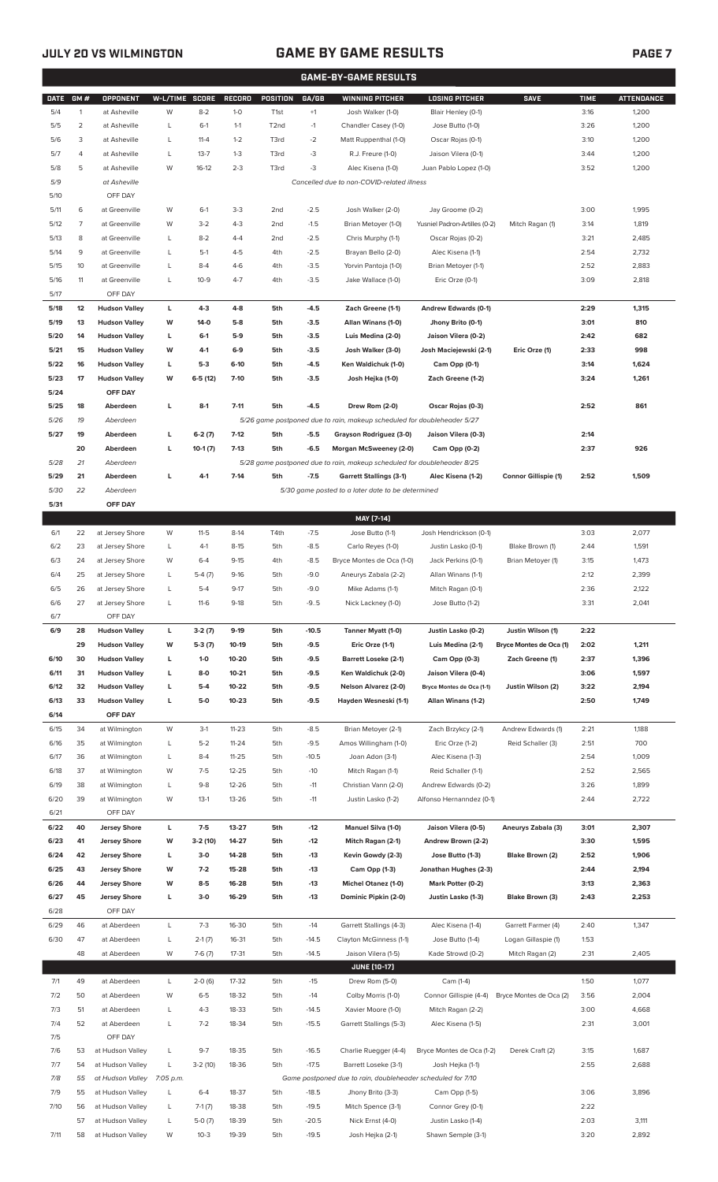## JULY 20 VS WILMINGTON

# GAME BY GAME RESULTS

### GAME-BY-GAME RESULTS

| DATE | GM # | OPPONENT | W-L/TIME | SCORE | RECORD | POSITION | GA/GB | WINNING PITCHER | LOSING PITCHER | SAVE | TIME | ATTENDANCE |
|---|---|---|---|---|---|---|---|---|---|---|---|---|
| 5/4 | 1 | at Asheville | W | 8-2 | 1-0 | T1st | +1 | Josh Walker (1-0) | Blair Henley (0-1) | | 3:16 | 1,200 |
| 5/5 | 2 | at Asheville | L | 6-1 | 1-1 | T2nd | -1 | Chandler Casey (1-0) | Jose Butto (1-0) | | 3:26 | 1,200 |
| 5/6 | 3 | at Asheville | L | 11-4 | 1-2 | T3rd | -2 | Matt Ruppenthal (1-0) | Oscar Rojas (0-1) | | 3:10 | 1,200 |
| 5/7 | 4 | at Asheville | L | 13-7 | 1-3 | T3rd | -3 | R.J. Freure (1-0) | Jaison Vilera (0-1) | | 3:44 | 1,200 |
| 5/8 | 5 | at Asheville | W | 16-12 | 2-3 | T3rd | -3 | Alec Kisena (1-0) | Juan Pablo Lopez (1-0) | | 3:52 | 1,200 |
| 5/9 | | at Asheville | | | | | | Cancelled due to non-COVID-related illness | | | | |
| 5/10 | | OFF DAY | | | | | | | | | | |
| 5/11 | 6 | at Greenville | W | 6-1 | 3-3 | 2nd | -2.5 | Josh Walker (2-0) | Jay Groome (0-2) | | 3:00 | 1,995 |
| 5/12 | 7 | at Greenville | W | 3-2 | 4-3 | 2nd | -1.5 | Brian Metoyer (1-0) | Yusniel Padron-Artilles (0-2) | Mitch Ragan (1) | 3:14 | 1,819 |
| 5/13 | 8 | at Greenville | L | 8-2 | 4-4 | 2nd | -2.5 | Chris Murphy (1-1) | Oscar Rojas (0-2) | | 3:21 | 2,485 |
| 5/14 | 9 | at Greenville | L | 5-1 | 4-5 | 4th | -2.5 | Brayan Bello (2-0) | Alec Kisena (1-1) | | 2:54 | 2,732 |
| 5/15 | 10 | at Greenville | L | 8-4 | 4-6 | 4th | -3.5 | Yorvin Pantoja (1-0) | Brian Metoyer (1-1) | | 2:52 | 2,883 |
| 5/16 | 11 | at Greenville | L | 10-9 | 4-7 | 4th | -3.5 | Jake Wallace (1-0) | Eric Orze (0-1) | | 3:09 | 2,818 |
| 5/17 | | OFF DAY | | | | | | | | | | |
| **5/18** | **12** | **Hudson Valley** | **L** | **4-3** | **4-8** | **5th** | **-4.5** | **Zach Greene (1-1)** | **Andrew Edwards (0-1)** | | **2:29** | **1,315** |
| **5/19** | **13** | **Hudson Valley** | **W** | **14-0** | **5-8** | **5th** | **-3.5** | **Allan Winans (1-0)** | **Jhony Brito (0-1)** | | **3:01** | **810** |
| **5/20** | **14** | **Hudson Valley** | **L** | **6-1** | **5-9** | **5th** | **-3.5** | **Luis Medina (2-0)** | **Jaison Vilera (0-2)** | | **2:42** | **682** |
| **5/21** | **15** | **Hudson Valley** | **W** | **4-1** | **6-9** | **5th** | **-3.5** | **Josh Walker (3-0)** | **Josh Maciejewski (2-1)** | **Eric Orze (1)** | **2:33** | **998** |
| **5/22** | **16** | **Hudson Valley** | **L** | **5-3** | **6-10** | **5th** | **-4.5** | **Ken Waldichuk (1-0)** | **Cam Opp (0-1)** | | **3:14** | **1,624** |
| **5/23** | **17** | **Hudson Valley** | **W** | **6-5 (12)** | **7-10** | **5th** | **-3.5** | **Josh Hejka (1-0)** | **Zach Greene (1-2)** | | **3:24** | **1,261** |
| **5/24** | | **OFF DAY** | | | | | | | | | | |
| **5/25** | **18** | **Aberdeen** | **L** | **8-1** | **7-11** | **5th** | **-4.5** | **Drew Rom (2-0)** | **Oscar Rojas (0-3)** | | **2:52** | **861** |
| *5/26* | *19* | *Aberdeen* | | | | | | *5/26 game postponed due to rain, makeup scheduled for doubleheader 5/27* | | | | |
| **5/27** | **19** | **Aberdeen** | **L** | **6-2 (7)** | **7-12** | **5th** | **-5.5** | **Grayson Rodriguez (3-0)** | **Jaison Vilera (0-3)** | | **2:14** | |
| | **20** | **Aberdeen** | **L** | **10-1 (7)** | **7-13** | **5th** | **-6.5** | **Morgan McSweeney (2-0)** | **Cam Opp (0-2)** | | **2:37** | **926** |
| *5/28* | *21* | *Aberdeen* | | | | | | *5/28 game postponed due to rain, makeup scheduled for doubleheader 8/25* | | | | |
| **5/29** | **21** | **Aberdeen** | **L** | **4-1** | **7-14** | **5th** | **-7.5** | **Garrett Stallings (3-1)** | **Alec Kisena (1-2)** | **Connor Gillispie (1)** | **2:52** | **1,509** |
| *5/30* | *22* | *Aberdeen* | | | | | | *5/30 game posted to a later date to be determined* | | | | |
| **5/31** | | **OFF DAY** | | | | | | | | | | |
| | | | | | | | | **MAY [7-14]** | | | | |
| 6/1 | 22 | at Jersey Shore | W | 11-5 | 8-14 | T4th | -7.5 | Jose Butto (1-1) | Josh Hendrickson (0-1) | | 3:03 | 2,077 |
| 6/2 | 23 | at Jersey Shore | L | 4-1 | 8-15 | 5th | -8.5 | Carlo Reyes (1-0) | Justin Lasko (0-1) | Blake Brown (1) | 2:44 | 1,591 |
| 6/3 | 24 | at Jersey Shore | W | 6-4 | 9-15 | 4th | -8.5 | Bryce Montes de Oca (1-0) | Jack Perkins (0-1) | Brian Metoyer (1) | 3:15 | 1,473 |
| 6/4 | 25 | at Jersey Shore | L | 5-4 (7) | 9-16 | 5th | -9.0 | Aneurys Zabala (2-2) | Allan Winans (1-1) | | 2:12 | 2,399 |
| 6/5 | 26 | at Jersey Shore | L | 5-4 | 9-17 | 5th | -9.0 | Mike Adams (1-1) | Mitch Ragan (0-1) | | 2:36 | 2,122 |
| 6/6 | 27 | at Jersey Shore | L | 11-6 | 9-18 | 5th | -9..5 | Nick Lackney (1-0) | Jose Butto (1-2) | | 3:31 | 2,041 |
| 6/7 | | OFF DAY | | | | | | | | | | |
| **6/9** | **28** | **Hudson Valley** | **L** | **3-2 (7)** | **9-19** | **5th** | **-10.5** | **Tanner Myatt (1-0)** | **Justin Lasko (0-2)** | **Justin Wilson (1)** | **2:22** | |
| | **29** | **Hudson Valley** | **W** | **5-3 (7)** | **10-19** | **5th** | **-9.5** | **Eric Orze (1-1)** | **Luis Medina (2-1)** | **Bryce Montes de Oca (1)** | **2:02** | **1,211** |
| **6/10** | **30** | **Hudson Valley** | **L** | **1-0** | **10-20** | **5th** | **-9.5** | **Barrett Loseke (2-1)** | **Cam Opp (0-3)** | **Zach Greene (1)** | **2:37** | **1,396** |
| **6/11** | **31** | **Hudson Valley** | **L** | **8-0** | **10-21** | **5th** | **-9.5** | **Ken Waldichuk (2-0)** | **Jaison Vilera (0-4)** | | **3:06** | **1,597** |
| **6/12** | **32** | **Hudson Valley** | **L** | **5-4** | **10-22** | **5th** | **-9.5** | **Nelson Alvarez (2-0)** | **Bryce Montes de Oca (1-1)** | **Justin Wilson (2)** | **3:22** | **2,194** |
| **6/13** | **33** | **Hudson Valley** | **L** | **5-0** | **10-23** | **5th** | **-9.5** | **Hayden Wesneski (1-1)** | **Allan Winans (1-2)** | | **2:50** | **1,749** |
| **6/14** | | **OFF DAY** | | | | | | | | | | |
| 6/15 | 34 | at Wilmington | W | 3-1 | 11-23 | 5th | -8.5 | Brian Metoyer (2-1) | Zach Brzykcy (2-1) | Andrew Edwards (1) | 2:21 | 1,188 |
| 6/16 | 35 | at Wilmington | L | 5-2 | 11-24 | 5th | -9.5 | Amos Willingham (1-0) | Eric Orze (1-2) | Reid Schaller (3) | 2:51 | 700 |
| 6/17 | 36 | at Wilmington | L | 8-4 | 11-25 | 5th | -10.5 | Joan Adon (3-1) | Alec Kisena (1-3) | | 2:54 | 1,009 |
| 6/18 | 37 | at Wilmington | W | 7-5 | 12-25 | 5th | -10 | Mitch Ragan (1-1) | Reid Schaller (1-1) | | 2:52 | 2,565 |
| 6/19 | 38 | at Wilmington | L | 9-8 | 12-26 | 5th | -11 | Christian Vann (2-0) | Andrew Edwards (0-2) | | 3:26 | 1,899 |
| 6/20 | 39 | at Wilmington | W | 13-1 | 13-26 | 5th | -11 | Justin Lasko (1-2) | Alfonso Hernanndez (0-1) | | 2:44 | 2,722 |
| 6/21 | | OFF DAY | | | | | | | | | | |
| **6/22** | **40** | **Jersey Shore** | **L** | **7-5** | **13-27** | **5th** | **-12** | **Manuel Silva (1-0)** | **Jaison Vilera (0-5)** | **Aneurys Zabala (3)** | **3:01** | **2,307** |
| **6/23** | **41** | **Jersey Shore** | **W** | **3-2 (10)** | **14-27** | **5th** | **-12** | **Mitch Ragan (2-1)** | **Andrew Brown (2-2)** | | **3:30** | **1,595** |
| **6/24** | **42** | **Jersey Shore** | **L** | **3-0** | **14-28** | **5th** | **-13** | **Kevin Gowdy (2-3)** | **Jose Butto (1-3)** | **Blake Brown (2)** | **2:52** | **1,906** |
| **6/25** | **43** | **Jersey Shore** | **W** | **7-2** | **15-28** | **5th** | **-13** | **Cam Opp (1-3)** | **Jonathan Hughes (2-3)** | | **2:44** | **2,194** |
| **6/26** | **44** | **Jersey Shore** | **W** | **8-5** | **16-28** | **5th** | **-13** | **Michel Otanez (1-0)** | **Mark Potter (0-2)** | | **3:13** | **2,363** |
| **6/27** | **45** | **Jersey Shore** | **L** | **3-0** | **16-29** | **5th** | **-13** | **Dominic Pipkin (2-0)** | **Justin Lasko (1-3)** | **Blake Brown (3)** | **2:43** | **2,253** |
| 6/28 | | OFF DAY | | | | | | | | | | |
| 6/29 | 46 | at Aberdeen | L | 7-3 | 16-30 | 5th | -14 | Garrett Stallings (4-3) | Alec Kisena (1-4) | Garrett Farmer (4) | 2:40 | 1,347 |
| 6/30 | 47 | at Aberdeen | L | 2-1 (7) | 16-31 | 5th | -14.5 | Clayton McGinness (1-1) | Jose Butto (1-4) | Logan Gillaspie (1) | 1:53 | |
| | 48 | at Aberdeen | W | 7-6 (7) | 17-31 | 5th | -14.5 | Jaison Vilera (1-5) | Kade Strowd (0-2) | Mitch Ragan (2) | 2:31 | 2,405 |
| | | | | | | | | **JUNE [10-17]** | | | | |
| 7/1 | 49 | at Aberdeen | L | 2-0 (6) | 17-32 | 5th | -15 | Drew Rom (5-0) | Cam (1-4) | | 1:50 | 1,077 |
| 7/2 | 50 | at Aberdeen | W | 6-5 | 18-32 | 5th | -14 | Colby Morris (1-0) | Connor Gillispie (4-4) | Bryce Montes de Oca (2) | 3:56 | 2,004 |
| 7/3 | 51 | at Aberdeen | L | 4-3 | 18-33 | 5th | -14.5 | Xavier Moore (1-0) | Mitch Ragan (2-2) | | 3:00 | 4,668 |
| 7/4 | 52 | at Aberdeen | L | 7-2 | 18-34 | 5th | -15.5 | Garrett Stallings (5-3) | Alec Kisena (1-5) | | 2:31 | 3,001 |
| 7/5 | | OFF DAY | | | | | | | | | | |
| 7/6 | 53 | at Hudson Valley | L | 9-7 | 18-35 | 5th | -16.5 | Charlie Ruegger (4-4) | Bryce Montes de Oca (1-2) | Derek Craft (2) | 3:15 | 1,687 |
| 7/7 | 54 | at Hudson Valley | L | 3-2 (10) | 18-36 | 5th | -17.5 | Barrett Loseke (3-1) | Josh Hejka (1-1) | | 2:55 | 2,688 |
| *7/8* | *55* | *at Hudson Valley* | *7:05 p.m.* | | | | | *Game postponed due to rain, doubleheader scheduled for 7/10* | | | | |
| 7/9 | 55 | at Hudson Valley | L | 6-4 | 18-37 | 5th | -18.5 | Jhony Brito (3-3) | Cam Opp (1-5) | | 3:06 | 3,896 |
| 7/10 | 56 | at Hudson Valley | L | 7-1 (7) | 18-38 | 5th | -19.5 | Mitch Spence (3-1) | Connor Grey (0-1) | | 2:22 | |
| | 57 | at Hudson Valley | L | 5-0 (7) | 18-39 | 5th | -20.5 | Nick Ernst (4-0) | Justin Lasko (1-4) | | 2:03 | 3,111 |
| 7/11 | 58 | at Hudson Valley | W | 10-3 | 19-39 | 5th | -19.5 | Josh Hejka (2-1) | Shawn Semple (3-1) | | 3:20 | 2,892 |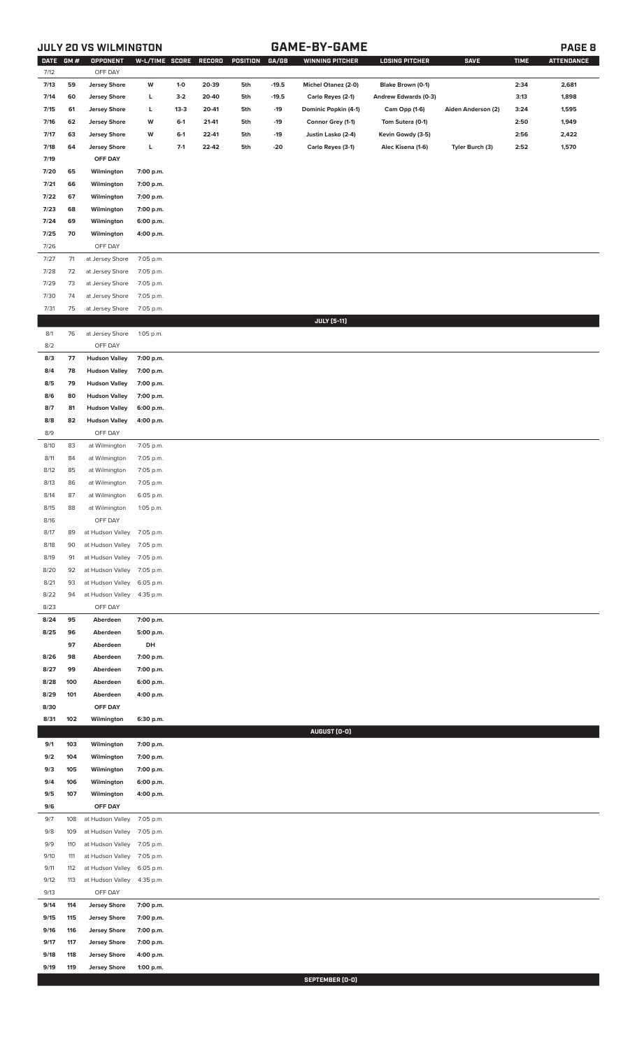## JULY 20 VS WILMINGTON — GAME-BY-GAME

| DATE | GM # | OPPONENT | W-L/TIME | SCORE | RECORD | POSITION | GA/GB | WINNING PITCHER | LOSING PITCHER | SAVE | TIME | ATTENDANCE |
|---|---|---|---|---|---|---|---|---|---|---|---|---|
| 7/12 | | OFF DAY | | | | | | | | | | |
| 7/13 | 59 | Jersey Shore | W | 1-0 | 20-39 | 5th | -19.5 | Michel Otanez (2-0) | Blake Brown (0-1) | | 2:34 | 2,681 |
| 7/14 | 60 | Jersey Shore | L | 3-2 | 20-40 | 5th | -19.5 | Carlo Reyes (2-1) | Andrew Edwards (0-3) | | 3:13 | 1,898 |
| 7/15 | 61 | Jersey Shore | L | 13-3 | 20-41 | 5th | -19 | Dominic Popkin (4-1) | Cam Opp (1-6) | Aiden Anderson (2) | 3:24 | 1,595 |
| 7/16 | 62 | Jersey Shore | W | 6-1 | 21-41 | 5th | -19 | Connor Grey (1-1) | Tom Sutera (0-1) | | 2:50 | 1,949 |
| 7/17 | 63 | Jersey Shore | W | 6-1 | 22-41 | 5th | -19 | Justin Lasko (2-4) | Kevin Gowdy (3-5) | | 2:56 | 2,422 |
| 7/18 | 64 | Jersey Shore | L | 7-1 | 22-42 | 5th | -20 | Carlo Reyes (3-1) | Alec Kisena (1-6) | Tyler Burch (3) | 2:52 | 1,570 |
| 7/19 | | OFF DAY | | | | | | | | | | |
| 7/20 | 65 | Wilmington | 7:00 p.m. | | | | | | | | | |
| 7/21 | 66 | Wilmington | 7:00 p.m. | | | | | | | | | |
| 7/22 | 67 | Wilmington | 7:00 p.m. | | | | | | | | | |
| 7/23 | 68 | Wilmington | 7:00 p.m. | | | | | | | | | |
| 7/24 | 69 | Wilmington | 6:00 p.m. | | | | | | | | | |
| 7/25 | 70 | Wilmington | 4:00 p.m. | | | | | | | | | |
| 7/26 | | OFF DAY | | | | | | | | | | |
| 7/27 | 71 | at Jersey Shore | 7:05 p.m. | | | | | | | | | |
| 7/28 | 72 | at Jersey Shore | 7:05 p.m. | | | | | | | | | |
| 7/29 | 73 | at Jersey Shore | 7:05 p.m. | | | | | | | | | |
| 7/30 | 74 | at Jersey Shore | 7:05 p.m. | | | | | | | | | |
| 7/31 | 75 | at Jersey Shore | 7:05 p.m. | | | | | | | | | |
| | | | | | | | | JULY [5-11] | | | | |
| 8/1 | 76 | at Jersey Shore | 1:05 p.m. | | | | | | | | | |
| 8/2 | | OFF DAY | | | | | | | | | | |
| 8/3 | 77 | Hudson Valley | 7:00 p.m. | | | | | | | | | |
| 8/4 | 78 | Hudson Valley | 7:00 p.m. | | | | | | | | | |
| 8/5 | 79 | Hudson Valley | 7:00 p.m. | | | | | | | | | |
| 8/6 | 80 | Hudson Valley | 7:00 p.m. | | | | | | | | | |
| 8/7 | 81 | Hudson Valley | 6:00 p.m. | | | | | | | | | |
| 8/8 | 82 | Hudson Valley | 4:00 p.m. | | | | | | | | | |
| 8/9 | | OFF DAY | | | | | | | | | | |
| 8/10 | 83 | at Wilmington | 7:05 p.m. | | | | | | | | | |
| 8/11 | 84 | at Wilmington | 7:05 p.m. | | | | | | | | | |
| 8/12 | 85 | at Wilmington | 7:05 p.m. | | | | | | | | | |
| 8/13 | 86 | at Wilmington | 7:05 p.m. | | | | | | | | | |
| 8/14 | 87 | at Wilmington | 6:05 p.m. | | | | | | | | | |
| 8/15 | 88 | at Wilmington | 1:05 p.m. | | | | | | | | | |
| 8/16 | | OFF DAY | | | | | | | | | | |
| 8/17 | 89 | at Hudson Valley | 7:05 p.m. | | | | | | | | | |
| 8/18 | 90 | at Hudson Valley | 7:05 p.m. | | | | | | | | | |
| 8/19 | 91 | at Hudson Valley | 7:05 p.m. | | | | | | | | | |
| 8/20 | 92 | at Hudson Valley | 7:05 p.m. | | | | | | | | | |
| 8/21 | 93 | at Hudson Valley | 6:05 p.m. | | | | | | | | | |
| 8/22 | 94 | at Hudson Valley | 4:35 p.m. | | | | | | | | | |
| 8/23 | | OFF DAY | | | | | | | | | | |
| 8/24 | 95 | Aberdeen | 7:00 p.m. | | | | | | | | | |
| 8/25 | 96 | Aberdeen | 5:00 p.m. | | | | | | | | | |
| | 97 | Aberdeen | DH | | | | | | | | | |
| 8/26 | 98 | Aberdeen | 7:00 p.m. | | | | | | | | | |
| 8/27 | 99 | Aberdeen | 7:00 p.m. | | | | | | | | | |
| 8/28 | 100 | Aberdeen | 6:00 p.m. | | | | | | | | | |
| 8/29 | 101 | Aberdeen | 4:00 p.m. | | | | | | | | | |
| 8/30 | | OFF DAY | | | | | | | | | | |
| 8/31 | 102 | Wilmington | 6:30 p.m. | | | | | | | | | |
| | | | | | | | | AUGUST [0-0] | | | | |
| 9/1 | 103 | Wilmington | 7:00 p.m. | | | | | | | | | |
| 9/2 | 104 | Wilmington | 7:00 p.m. | | | | | | | | | |
| 9/3 | 105 | Wilmington | 7:00 p.m. | | | | | | | | | |
| 9/4 | 106 | Wilmington | 6:00 p.m. | | | | | | | | | |
| 9/5 | 107 | Wilmington | 4:00 p.m. | | | | | | | | | |
| 9/6 | | OFF DAY | | | | | | | | | | |
| 9/7 | 108 | at Hudson Valley | 7:05 p.m. | | | | | | | | | |
| 9/8 | 109 | at Hudson Valley | 7:05 p.m. | | | | | | | | | |
| 9/9 | 110 | at Hudson Valley | 7:05 p.m. | | | | | | | | | |
| 9/10 | 111 | at Hudson Valley | 7:05 p.m. | | | | | | | | | |
| 9/11 | 112 | at Hudson Valley | 6:05 p.m. | | | | | | | | | |
| 9/12 | 113 | at Hudson Valley | 4:35 p.m. | | | | | | | | | |
| 9/13 | | OFF DAY | | | | | | | | | | |
| 9/14 | 114 | Jersey Shore | 7:00 p.m. | | | | | | | | | |
| 9/15 | 115 | Jersey Shore | 7:00 p.m. | | | | | | | | | |
| 9/16 | 116 | Jersey Shore | 7:00 p.m. | | | | | | | | | |
| 9/17 | 117 | Jersey Shore | 7:00 p.m. | | | | | | | | | |
| 9/18 | 118 | Jersey Shore | 4:00 p.m. | | | | | | | | | |
| 9/19 | 119 | Jersey Shore | 1:00 p.m. | | | | | | | | | |
| | | | | | | | | SEPTEMBER [0-0] | | | | |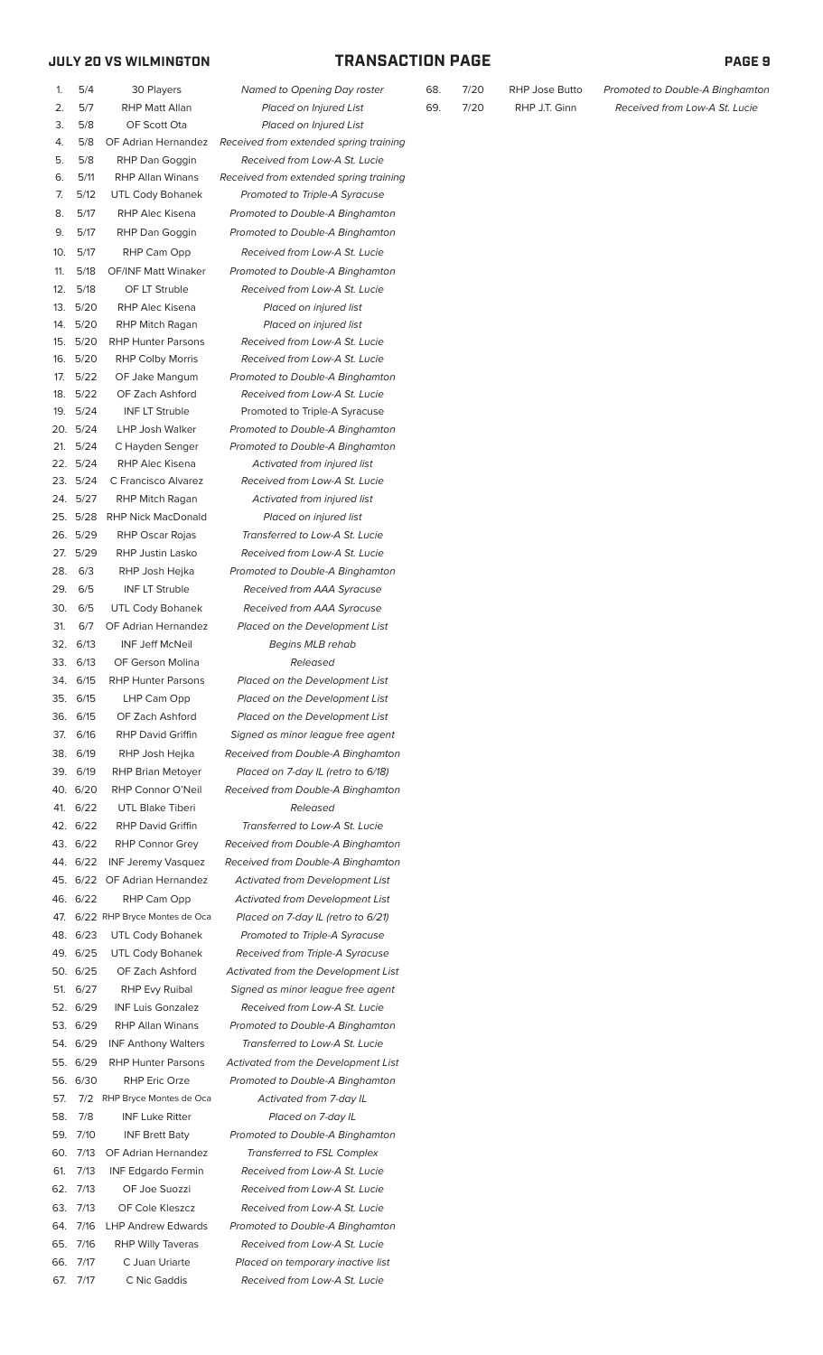## JULY 20 VS WILMINGTON

# TRANSACTION PAGE

| | | | |
|---|---|---|---|
| 1. | 5/4 | 30 Players | *Named to Opening Day roster* |
| 2. | 5/7 | RHP Matt Allan | *Placed on Injured List* |
| 3. | 5/8 | OF Scott Ota | *Placed on Injured List* |
| 4. | 5/8 | OF Adrian Hernandez | *Received from extended spring training* |
| 5. | 5/8 | RHP Dan Goggin | *Received from Low-A St. Lucie* |
| 6. | 5/11 | RHP Allan Winans | *Received from extended spring training* |
| 7. | 5/12 | UTL Cody Bohanek | *Promoted to Triple-A Syracuse* |
| 8. | 5/17 | RHP Alec Kisena | *Promoted to Double-A Binghamton* |
| 9. | 5/17 | RHP Dan Goggin | *Promoted to Double-A Binghamton* |
| 10. | 5/17 | RHP Cam Opp | *Received from Low-A St. Lucie* |
| 11. | 5/18 | OF/INF Matt Winaker | *Promoted to Double-A Binghamton* |
| 12. | 5/18 | OF LT Struble | *Received from Low-A St. Lucie* |
| 13. | 5/20 | RHP Alec Kisena | *Placed on injured list* |
| 14. | 5/20 | RHP Mitch Ragan | *Placed on injured list* |
| 15. | 5/20 | RHP Hunter Parsons | *Received from Low-A St. Lucie* |
| 16. | 5/20 | RHP Colby Morris | *Received from Low-A St. Lucie* |
| 17. | 5/22 | OF Jake Mangum | *Promoted to Double-A Binghamton* |
| 18. | 5/22 | OF Zach Ashford | *Received from Low-A St. Lucie* |
| 19. | 5/24 | INF LT Struble | Promoted to Triple-A Syracuse |
| 20. | 5/24 | LHP Josh Walker | *Promoted to Double-A Binghamton* |
| 21. | 5/24 | C Hayden Senger | *Promoted to Double-A Binghamton* |
| 22. | 5/24 | RHP Alec Kisena | *Activated from injured list* |
| 23. | 5/24 | C Francisco Alvarez | *Received from Low-A St. Lucie* |
| 24. | 5/27 | RHP Mitch Ragan | *Activated from injured list* |
| 25. | 5/28 | RHP Nick MacDonald | *Placed on injured list* |
| 26. | 5/29 | RHP Oscar Rojas | *Transferred to Low-A St. Lucie* |
| 27. | 5/29 | RHP Justin Lasko | *Received from Low-A St. Lucie* |
| 28. | 6/3 | RHP Josh Hejka | *Promoted to Double-A Binghamton* |
| 29. | 6/5 | INF LT Struble | *Received from AAA Syracuse* |
| 30. | 6/5 | UTL Cody Bohanek | *Received from AAA Syracuse* |
| 31. | 6/7 | OF Adrian Hernandez | *Placed on the Development List* |
| 32. | 6/13 | INF Jeff McNeil | *Begins MLB rehab* |
| 33. | 6/13 | OF Gerson Molina | *Released* |
| 34. | 6/15 | RHP Hunter Parsons | *Placed on the Development List* |
| 35. | 6/15 | LHP Cam Opp | *Placed on the Development List* |
| 36. | 6/15 | OF Zach Ashford | *Placed on the Development List* |
| 37. | 6/16 | RHP David Griffin | *Signed as minor league free agent* |
| 38. | 6/19 | RHP Josh Hejka | *Received from Double-A Binghamton* |
| 39. | 6/19 | RHP Brian Metoyer | *Placed on 7-day IL (retro to 6/18)* |
| 40. | 6/20 | RHP Connor O'Neil | *Received from Double-A Binghamton* |
| 41. | 6/22 | UTL Blake Tiberi | *Released* |
| 42. | 6/22 | RHP David Griffin | *Transferred to Low-A St. Lucie* |
| 43. | 6/22 | RHP Connor Grey | *Received from Double-A Binghamton* |
| 44. | 6/22 | INF Jeremy Vasquez | *Received from Double-A Binghamton* |
| 45. | 6/22 | OF Adrian Hernandez | *Activated from Development List* |
| 46. | 6/22 | RHP Cam Opp | *Activated from Development List* |
| 47. | 6/22 | RHP Bryce Montes de Oca | *Placed on 7-day IL (retro to 6/21)* |
| 48. | 6/23 | UTL Cody Bohanek | *Promoted to Triple-A Syracuse* |
| 49. | 6/25 | UTL Cody Bohanek | *Received from Triple-A Syracuse* |
| 50. | 6/25 | OF Zach Ashford | *Activated from the Development List* |
| 51. | 6/27 | RHP Evy Ruibal | *Signed as minor league free agent* |
| 52. | 6/29 | INF Luis Gonzalez | *Received from Low-A St. Lucie* |
| 53. | 6/29 | RHP Allan Winans | *Promoted to Double-A Binghamton* |
| 54. | 6/29 | INF Anthony Walters | *Transferred to Low-A St. Lucie* |
| 55. | 6/29 | RHP Hunter Parsons | *Activated from the Development List* |
| 56. | 6/30 | RHP Eric Orze | *Promoted to Double-A Binghamton* |
| 57. | 7/2 | RHP Bryce Montes de Oca | *Activated from 7-day IL* |
| 58. | 7/8 | INF Luke Ritter | *Placed on 7-day IL* |
| 59. | 7/10 | INF Brett Baty | *Promoted to Double-A Binghamton* |
| 60. | 7/13 | OF Adrian Hernandez | *Transferred to FSL Complex* |
| 61. | 7/13 | INF Edgardo Fermin | *Received from Low-A St. Lucie* |
| 62. | 7/13 | OF Joe Suozzi | *Received from Low-A St. Lucie* |
| 63. | 7/13 | OF Cole Kleszcz | *Received from Low-A St. Lucie* |
| 64. | 7/16 | LHP Andrew Edwards | *Promoted to Double-A Binghamton* |
| 65. | 7/16 | RHP Willy Taveras | *Received from Low-A St. Lucie* |
| 66. | 7/17 | C Juan Uriarte | *Placed on temporary inactive list* |
| 67. | 7/17 | C Nic Gaddis | *Received from Low-A St. Lucie* |
| 68. | 7/20 | RHP Jose Butto | *Promoted to Double-A Binghamton* |
| 69. | 7/20 | RHP J.T. Ginn | *Received from Low-A St. Lucie* |